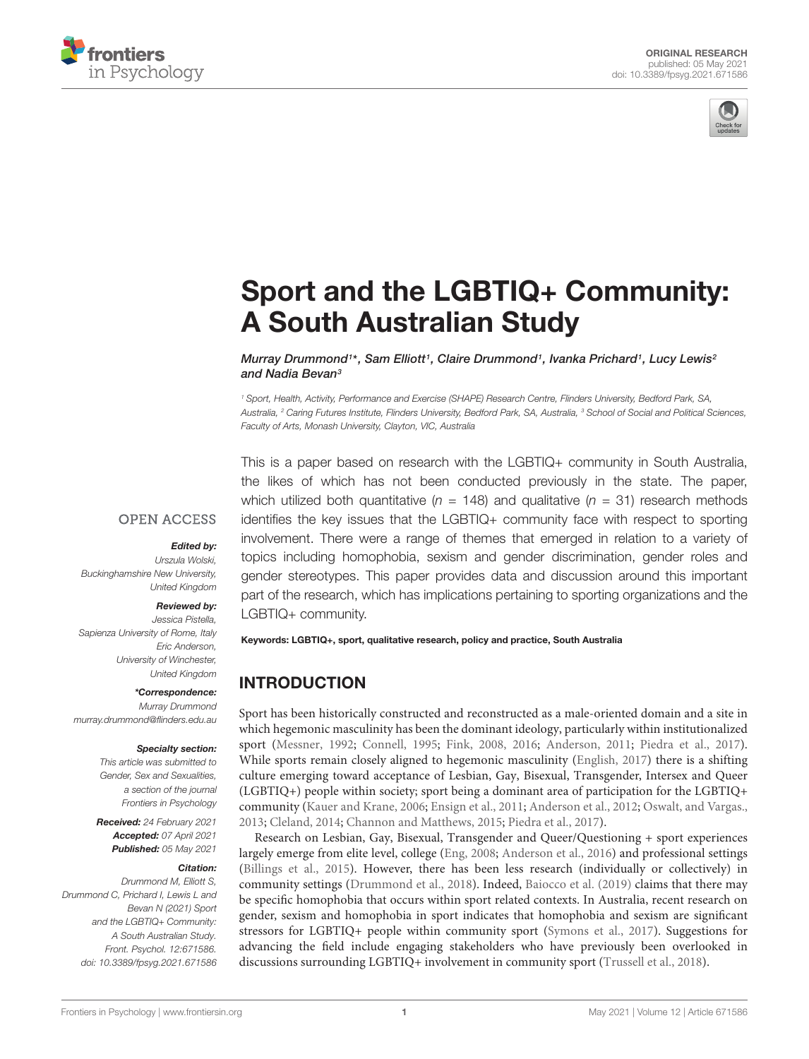ORIGINAL RESEARCH
published: 05 May 2021
doi: 10.3389/fpsyg.2021.671586

# Sport and the LGBTIQ+ Community: A South Australian Study

*Murray Drummond[1]\*, Sam Elliott[1], Claire Drummond[1], Ivanka Prichard[1], Lucy Lewis[2] and Nadia Bevan[3]*

[1] Sport, Health, Activity, Performance and Exercise (SHAPE) Research Centre, Flinders University, Bedford Park, SA, Australia, [2] Caring Futures Institute, Flinders University, Bedford Park, SA, Australia, [3] School of Social and Political Sciences, Faculty of Arts, Monash University, Clayton, VIC, Australia

OPEN ACCESS

***Edited by:***
Urszula Wolski,
Buckinghamshire New University,
United Kingdom

***Reviewed by:***
Jessica Pistella,
Sapienza University of Rome, Italy
Eric Anderson,
University of Winchester,
United Kingdom

***\*Correspondence:***
Murray Drummond
murray.drummond@flinders.edu.au

***Specialty section:***
This article was submitted to
Gender, Sex and Sexualities,
a section of the journal
Frontiers in Psychology

***Received:*** 24 February 2021
***Accepted:*** 07 April 2021
***Published:*** 05 May 2021

***Citation:***
Drummond M, Elliott S,
Drummond C, Prichard I, Lewis L and
Bevan N (2021) Sport
and the LGBTIQ+ Community:
A South Australian Study.
Front. Psychol. 12:671586.
doi: 10.3389/fpsyg.2021.671586

This is a paper based on research with the LGBTIQ+ community in South Australia, the likes of which has not been conducted previously in the state. The paper, which utilized both quantitative ($n$ = 148) and qualitative ($n$ = 31) research methods identifies the key issues that the LGBTIQ+ community face with respect to sporting involvement. There were a range of themes that emerged in relation to a variety of topics including homophobia, sexism and gender discrimination, gender roles and gender stereotypes. This paper provides data and discussion around this important part of the research, which has implications pertaining to sporting organizations and the LGBTIQ+ community.

**Keywords: LGBTIQ+, sport, qualitative research, policy and practice, South Australia**

## INTRODUCTION

Sport has been historically constructed and reconstructed as a male-oriented domain and a site in which hegemonic masculinity has been the dominant ideology, particularly within institutionalized sport (Messner, 1992; Connell, 1995; Fink, 2008, 2016; Anderson, 2011; Piedra et al., 2017). While sports remain closely aligned to hegemonic masculinity (English, 2017) there is a shifting culture emerging toward acceptance of Lesbian, Gay, Bisexual, Transgender, Intersex and Queer (LGBTIQ+) people within society; sport being a dominant area of participation for the LGBTIQ+ community (Kauer and Krane, 2006; Ensign et al., 2011; Anderson et al., 2012; Oswalt, and Vargas., 2013; Cleland, 2014; Channon and Matthews, 2015; Piedra et al., 2017).

Research on Lesbian, Gay, Bisexual, Transgender and Queer/Questioning + sport experiences largely emerge from elite level, college (Eng, 2008; Anderson et al., 2016) and professional settings (Billings et al., 2015). However, there has been less research (individually or collectively) in community settings (Drummond et al., 2018). Indeed, Baiocco et al. (2019) claims that there may be specific homophobia that occurs within sport related contexts. In Australia, recent research on gender, sexism and homophobia in sport indicates that homophobia and sexism are significant stressors for LGBTIQ+ people within community sport (Symons et al., 2017). Suggestions for advancing the field include engaging stakeholders who have previously been overlooked in discussions surrounding LGBTIQ+ involvement in community sport (Trussell et al., 2018).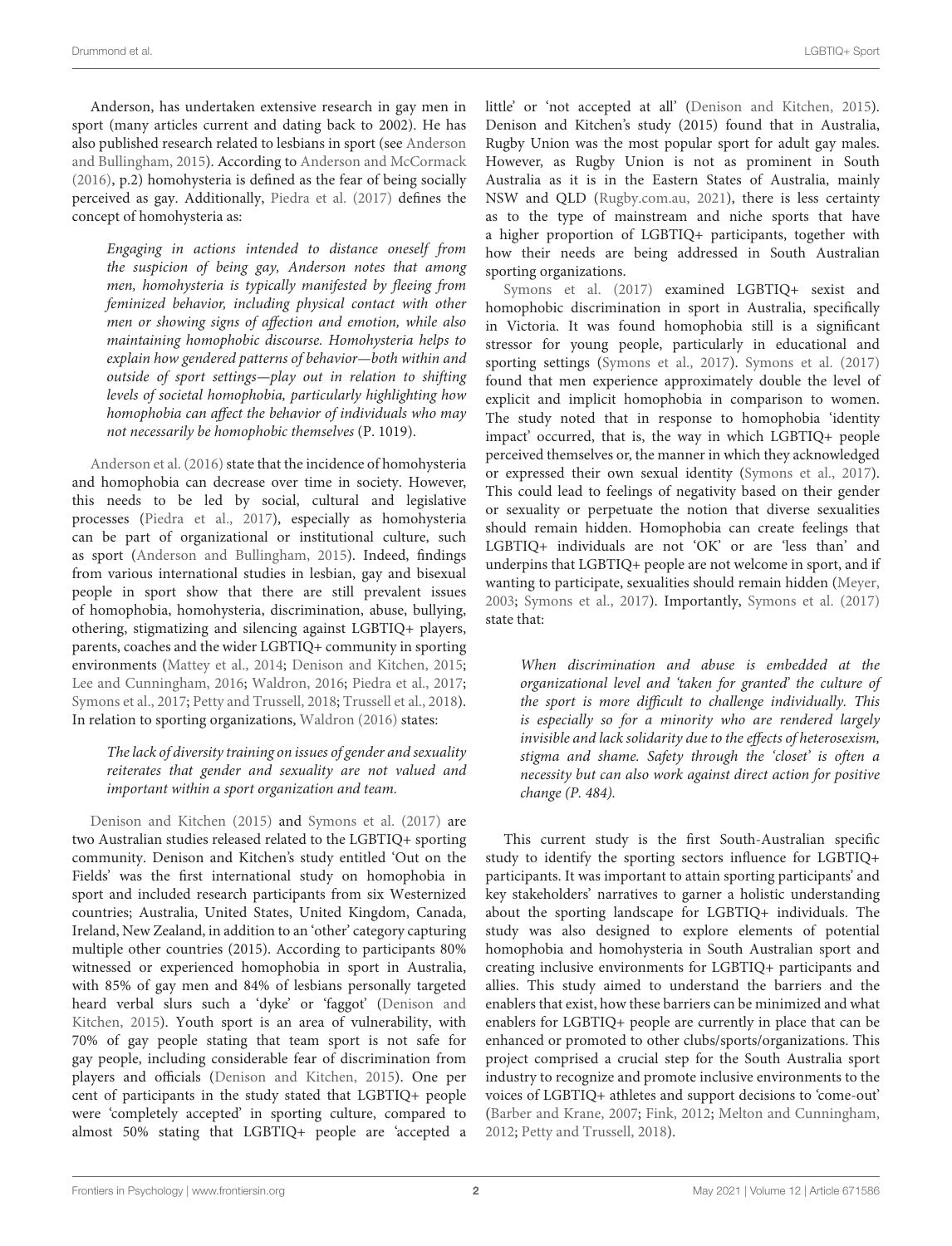Anderson, has undertaken extensive research in gay men in sport (many articles current and dating back to 2002). He has also published research related to lesbians in sport (see Anderson and Bullingham, 2015). According to Anderson and McCormack (2016), p.2) homohysteria is defined as the fear of being socially perceived as gay. Additionally, Piedra et al. (2017) defines the concept of homohysteria as:

> *Engaging in actions intended to distance oneself from the suspicion of being gay, Anderson notes that among men, homohysteria is typically manifested by fleeing from feminized behavior, including physical contact with other men or showing signs of affection and emotion, while also maintaining homophobic discourse. Homohysteria helps to explain how gendered patterns of behavior—both within and outside of sport settings—play out in relation to shifting levels of societal homophobia, particularly highlighting how homophobia can affect the behavior of individuals who may not necessarily be homophobic themselves* (P. 1019).

Anderson et al. (2016) state that the incidence of homohysteria and homophobia can decrease over time in society. However, this needs to be led by social, cultural and legislative processes (Piedra et al., 2017), especially as homohysteria can be part of organizational or institutional culture, such as sport (Anderson and Bullingham, 2015). Indeed, findings from various international studies in lesbian, gay and bisexual people in sport show that there are still prevalent issues of homophobia, homohysteria, discrimination, abuse, bullying, othering, stigmatizing and silencing against LGBTIQ+ players, parents, coaches and the wider LGBTIQ+ community in sporting environments (Mattey et al., 2014; Denison and Kitchen, 2015; Lee and Cunningham, 2016; Waldron, 2016; Piedra et al., 2017; Symons et al., 2017; Petty and Trussell, 2018; Trussell et al., 2018). In relation to sporting organizations, Waldron (2016) states:

> *The lack of diversity training on issues of gender and sexuality reiterates that gender and sexuality are not valued and important within a sport organization and team.*

Denison and Kitchen (2015) and Symons et al. (2017) are two Australian studies released related to the LGBTIQ+ sporting community. Denison and Kitchen's study entitled 'Out on the Fields' was the first international study on homophobia in sport and included research participants from six Westernized countries; Australia, United States, United Kingdom, Canada, Ireland, New Zealand, in addition to an 'other' category capturing multiple other countries (2015). According to participants 80% witnessed or experienced homophobia in sport in Australia, with 85% of gay men and 84% of lesbians personally targeted heard verbal slurs such a 'dyke' or 'faggot' (Denison and Kitchen, 2015). Youth sport is an area of vulnerability, with 70% of gay people stating that team sport is not safe for gay people, including considerable fear of discrimination from players and officials (Denison and Kitchen, 2015). One per cent of participants in the study stated that LGBTIQ+ people were 'completely accepted' in sporting culture, compared to almost 50% stating that LGBTIQ+ people are 'accepted a little' or 'not accepted at all' (Denison and Kitchen, 2015). Denison and Kitchen's study (2015) found that in Australia, Rugby Union was the most popular sport for adult gay males. However, as Rugby Union is not as prominent in South Australia as it is in the Eastern States of Australia, mainly NSW and QLD (Rugby.com.au, 2021), there is less certainty as to the type of mainstream and niche sports that have a higher proportion of LGBTIQ+ participants, together with how their needs are being addressed in South Australian sporting organizations.

Symons et al. (2017) examined LGBTIQ+ sexist and homophobic discrimination in sport in Australia, specifically in Victoria. It was found homophobia still is a significant stressor for young people, particularly in educational and sporting settings (Symons et al., 2017). Symons et al. (2017) found that men experience approximately double the level of explicit and implicit homophobia in comparison to women. The study noted that in response to homophobia 'identity impact' occurred, that is, the way in which LGBTIQ+ people perceived themselves or, the manner in which they acknowledged or expressed their own sexual identity (Symons et al., 2017). This could lead to feelings of negativity based on their gender or sexuality or perpetuate the notion that diverse sexualities should remain hidden. Homophobia can create feelings that LGBTIQ+ individuals are not 'OK' or are 'less than' and underpins that LGBTIQ+ people are not welcome in sport, and if wanting to participate, sexualities should remain hidden (Meyer, 2003; Symons et al., 2017). Importantly, Symons et al. (2017) state that:

> *When discrimination and abuse is embedded at the organizational level and 'taken for granted' the culture of the sport is more difficult to challenge individually. This is especially so for a minority who are rendered largely invisible and lack solidarity due to the effects of heterosexism, stigma and shame. Safety through the 'closet' is often a necessity but can also work against direct action for positive change (P. 484).*

This current study is the first South-Australian specific study to identify the sporting sectors influence for LGBTIQ+ participants. It was important to attain sporting participants' and key stakeholders' narratives to garner a holistic understanding about the sporting landscape for LGBTIQ+ individuals. The study was also designed to explore elements of potential homophobia and homohysteria in South Australian sport and creating inclusive environments for LGBTIQ+ participants and allies. This study aimed to understand the barriers and the enablers that exist, how these barriers can be minimized and what enablers for LGBTIQ+ people are currently in place that can be enhanced or promoted to other clubs/sports/organizations. This project comprised a crucial step for the South Australia sport industry to recognize and promote inclusive environments to the voices of LGBTIQ+ athletes and support decisions to 'come-out' (Barber and Krane, 2007; Fink, 2012; Melton and Cunningham, 2012; Petty and Trussell, 2018).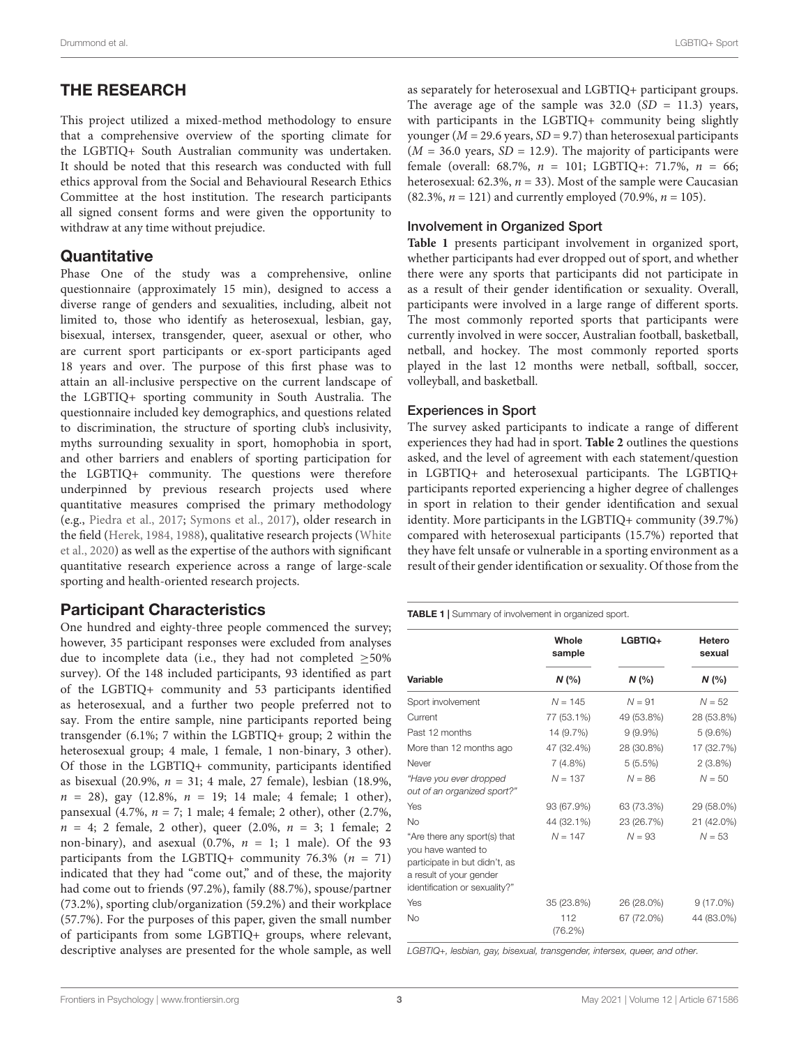## THE RESEARCH

This project utilized a mixed-method methodology to ensure that a comprehensive overview of the sporting climate for the LGBTIQ+ South Australian community was undertaken. It should be noted that this research was conducted with full ethics approval from the Social and Behavioural Research Ethics Committee at the host institution. The research participants all signed consent forms and were given the opportunity to withdraw at any time without prejudice.

### Quantitative

Phase One of the study was a comprehensive, online questionnaire (approximately 15 min), designed to access a diverse range of genders and sexualities, including, albeit not limited to, those who identify as heterosexual, lesbian, gay, bisexual, intersex, transgender, queer, asexual or other, who are current sport participants or ex-sport participants aged 18 years and over. The purpose of this first phase was to attain an all-inclusive perspective on the current landscape of the LGBTIQ+ sporting community in South Australia. The questionnaire included key demographics, and questions related to discrimination, the structure of sporting club's inclusivity, myths surrounding sexuality in sport, homophobia in sport, and other barriers and enablers of sporting participation for the LGBTIQ+ community. The questions were therefore underpinned by previous research projects used where quantitative measures comprised the primary methodology (e.g., Piedra et al., 2017; Symons et al., 2017), older research in the field (Herek, 1984, 1988), qualitative research projects (White et al., 2020) as well as the expertise of the authors with significant quantitative research experience across a range of large-scale sporting and health-oriented research projects.

### Participant Characteristics

One hundred and eighty-three people commenced the survey; however, 35 participant responses were excluded from analyses due to incomplete data (i.e., they had not completed ≥50% survey). Of the 148 included participants, 93 identified as part of the LGBTIQ+ community and 53 participants identified as heterosexual, and a further two people preferred not to say. From the entire sample, nine participants reported being transgender (6.1%; 7 within the LGBTIQ+ group; 2 within the heterosexual group; 4 male, 1 female, 1 non-binary, 3 other). Of those in the LGBTIQ+ community, participants identified as bisexual (20.9%, $n = 31$; 4 male, 27 female), lesbian (18.9%, $n = 28$), gay (12.8%, $n = 19$; 14 male; 4 female; 1 other), pansexual (4.7%, $n = 7$; 1 male; 4 female; 2 other), other (2.7%, $n = 4$; 2 female, 2 other), queer (2.0%, $n = 3$; 1 female; 2 non-binary), and asexual (0.7%, $n = 1$; 1 male). Of the 93 participants from the LGBTIQ+ community 76.3% ($n = 71$) indicated that they had "come out," and of these, the majority had come out to friends (97.2%), family (88.7%), spouse/partner (73.2%), sporting club/organization (59.2%) and their workplace (57.7%). For the purposes of this paper, given the small number of participants from some LGBTIQ+ groups, where relevant, descriptive analyses are presented for the whole sample, as well as separately for heterosexual and LGBTIQ+ participant groups. The average age of the sample was 32.0 ($SD = 11.3$) years, with participants in the LGBTIQ+ community being slightly younger ($M = 29.6$ years, $SD = 9.7$) than heterosexual participants ($M = 36.0$ years, $SD = 12.9$). The majority of participants were female (overall: 68.7%, $n = 101$; LGBTIQ+: 71.7%, $n = 66$; heterosexual: 62.3%, $n = 33$). Most of the sample were Caucasian (82.3%, $n = 121$) and currently employed (70.9%, $n = 105$).

### Involvement in Organized Sport

**Table 1** presents participant involvement in organized sport, whether participants had ever dropped out of sport, and whether there were any sports that participants did not participate in as a result of their gender identification or sexuality. Overall, participants were involved in a large range of different sports. The most commonly reported sports that participants were currently involved in were soccer, Australian football, basketball, netball, and hockey. The most commonly reported sports played in the last 12 months were netball, softball, soccer, volleyball, and basketball.

### Experiences in Sport

The survey asked participants to indicate a range of different experiences they had had in sport. **Table 2** outlines the questions asked, and the level of agreement with each statement/question in LGBTIQ+ and heterosexual participants. The LGBTIQ+ participants reported experiencing a higher degree of challenges in sport in relation to their gender identification and sexual identity. More participants in the LGBTIQ+ community (39.7%) compared with heterosexual participants (15.7%) reported that they have felt unsafe or vulnerable in a sporting environment as a result of their gender identification or sexuality. Of those from the

**TABLE 1** | Summary of involvement in organized sport.

| | Whole sample | LGBTIQ+ | Hetero sexual |
|---|---|---|---|
| **Variable** | ***N* (%)** | ***N* (%)** | ***N* (%)** |
| Sport involvement | $N = 145$ | $N = 91$ | $N = 52$ |
| Current | 77 (53.1%) | 49 (53.8%) | 28 (53.8%) |
| Past 12 months | 14 (9.7%) | 9 (9.9%) | 5 (9.6%) |
| More than 12 months ago | 47 (32.4%) | 28 (30.8%) | 17 (32.7%) |
| Never | 7 (4.8%) | 5 (5.5%) | 2 (3.8%) |
| *"Have you ever dropped out of an organized sport?"* | $N = 137$ | $N = 86$ | $N = 50$ |
| Yes | 93 (67.9%) | 63 (73.3%) | 29 (58.0%) |
| No | 44 (32.1%) | 23 (26.7%) | 21 (42.0%) |
| "Are there any sport(s) that you have wanted to participate in but didn't, as a result of your gender identification or sexuality?" | $N = 147$ | $N = 93$ | $N = 53$ |
| Yes | 35 (23.8%) | 26 (28.0%) | 9 (17.0%) |
| No | 112 (76.2%) | 67 (72.0%) | 44 (83.0%) |

*LGBTIQ+, lesbian, gay, bisexual, transgender, intersex, queer, and other.*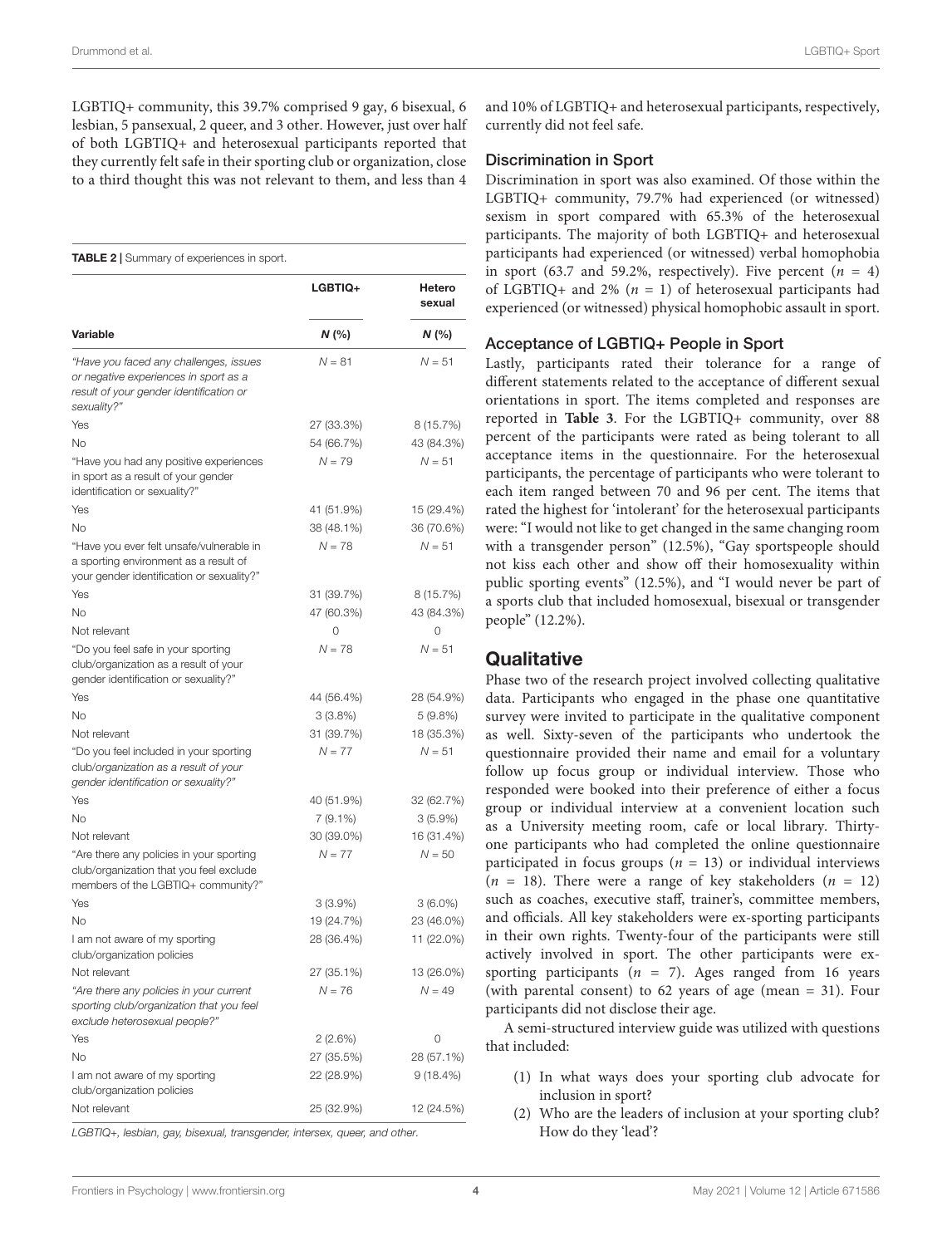LGBTIQ+ community, this 39.7% comprised 9 gay, 6 bisexual, 6 lesbian, 5 pansexual, 2 queer, and 3 other. However, just over half of both LGBTIQ+ and heterosexual participants reported that they currently felt safe in their sporting club or organization, close to a third thought this was not relevant to them, and less than 4 and 10% of LGBTIQ+ and heterosexual participants, respectively, currently did not feel safe.

**TABLE 2** | Summary of experiences in sport.

| Variable | LGBTIQ+ N (%) | Heterosexual N (%) |
|---|---|---|
| *"Have you faced any challenges, issues or negative experiences in sport as a result of your gender identification or sexuality?"* | N = 81 | N = 51 |
| Yes | 27 (33.3%) | 8 (15.7%) |
| No | 54 (66.7%) | 43 (84.3%) |
| "Have you had any positive experiences in sport as a result of your gender identification or sexuality?" | N = 79 | N = 51 |
| Yes | 41 (51.9%) | 15 (29.4%) |
| No | 38 (48.1%) | 36 (70.6%) |
| "Have you ever felt unsafe/vulnerable in a sporting environment as a result of your gender identification or sexuality?" | N = 78 | N = 51 |
| Yes | 31 (39.7%) | 8 (15.7%) |
| No | 47 (60.3%) | 43 (84.3%) |
| Not relevant | 0 | 0 |
| "Do you feel safe in your sporting club/organization as a result of your gender identification or sexuality?" | N = 78 | N = 51 |
| Yes | 44 (56.4%) | 28 (54.9%) |
| No | 3 (3.8%) | 5 (9.8%) |
| Not relevant | 31 (39.7%) | 18 (35.3%) |
| "Do you feel included in your sporting club/*organization as a result of your gender identification or sexuality?"* | N = 77 | N = 51 |
| Yes | 40 (51.9%) | 32 (62.7%) |
| No | 7 (9.1%) | 3 (5.9%) |
| Not relevant | 30 (39.0%) | 16 (31.4%) |
| "Are there any policies in your sporting club/organization that you feel exclude members of the LGBTIQ+ community?" | N = 77 | N = 50 |
| Yes | 3 (3.9%) | 3 (6.0%) |
| No | 19 (24.7%) | 23 (46.0%) |
| I am not aware of my sporting club/organization policies | 28 (36.4%) | 11 (22.0%) |
| Not relevant | 27 (35.1%) | 13 (26.0%) |
| *"Are there any policies in your current sporting club/organization that you feel exclude heterosexual people?"* | N = 76 | N = 49 |
| Yes | 2 (2.6%) | 0 |
| No | 27 (35.5%) | 28 (57.1%) |
| I am not aware of my sporting club/organization policies | 22 (28.9%) | 9 (18.4%) |
| Not relevant | 25 (32.9%) | 12 (24.5%) |

*LGBTIQ+, lesbian, gay, bisexual, transgender, intersex, queer, and other.*

### Discrimination in Sport

Discrimination in sport was also examined. Of those within the LGBTIQ+ community, 79.7% had experienced (or witnessed) sexism in sport compared with 65.3% of the heterosexual participants. The majority of both LGBTIQ+ and heterosexual participants had experienced (or witnessed) verbal homophobia in sport (63.7 and 59.2%, respectively). Five percent ($n = 4$) of LGBTIQ+ and 2% ($n = 1$) of heterosexual participants had experienced (or witnessed) physical homophobic assault in sport.

### Acceptance of LGBTIQ+ People in Sport

Lastly, participants rated their tolerance for a range of different statements related to the acceptance of different sexual orientations in sport. The items completed and responses are reported in **Table 3**. For the LGBTIQ+ community, over 88 percent of the participants were rated as being tolerant to all acceptance items in the questionnaire. For the heterosexual participants, the percentage of participants who were tolerant to each item ranged between 70 and 96 per cent. The items that rated the highest for 'intolerant' for the heterosexual participants were: "I would not like to get changed in the same changing room with a transgender person" (12.5%), "Gay sportspeople should not kiss each other and show off their homosexuality within public sporting events" (12.5%), and "I would never be part of a sports club that included homosexual, bisexual or transgender people" (12.2%).

## Qualitative

Phase two of the research project involved collecting qualitative data. Participants who engaged in the phase one quantitative survey were invited to participate in the qualitative component as well. Sixty-seven of the participants who undertook the questionnaire provided their name and email for a voluntary follow up focus group or individual interview. Those who responded were booked into their preference of either a focus group or individual interview at a convenient location such as a University meeting room, cafe or local library. Thirty-one participants who had completed the online questionnaire participated in focus groups ($n = 13$) or individual interviews ($n = 18$). There were a range of key stakeholders ($n = 12$) such as coaches, executive staff, trainer's, committee members, and officials. All key stakeholders were ex-sporting participants in their own rights. Twenty-four of the participants were still actively involved in sport. The other participants were ex-sporting participants ($n = 7$). Ages ranged from 16 years (with parental consent) to 62 years of age (mean = 31). Four participants did not disclose their age.

A semi-structured interview guide was utilized with questions that included:

(1) In what ways does your sporting club advocate for inclusion in sport?
(2) Who are the leaders of inclusion at your sporting club? How do they 'lead'?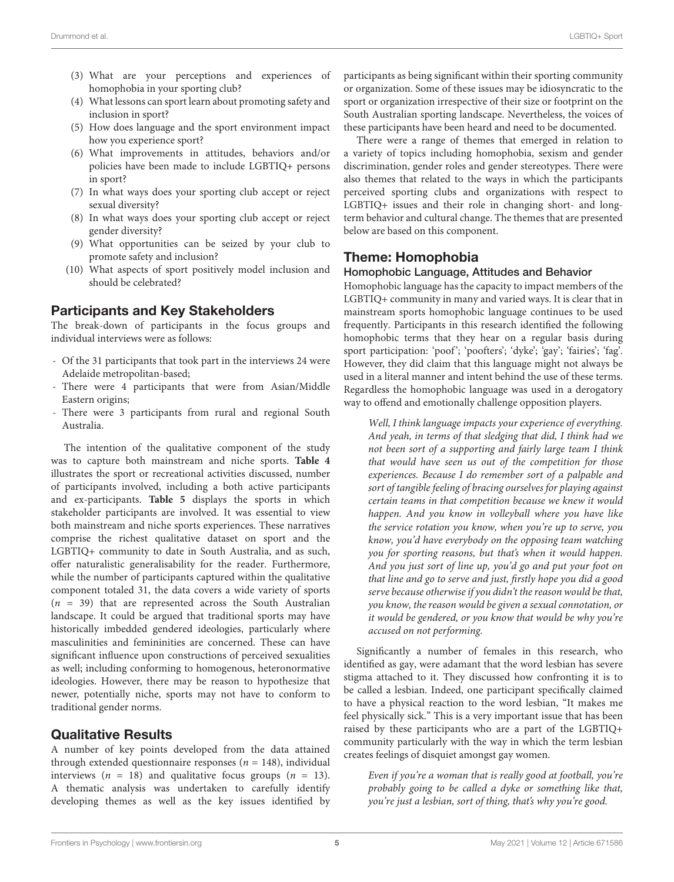(3) What are your perceptions and experiences of homophobia in your sporting club?
(4) What lessons can sport learn about promoting safety and inclusion in sport?
(5) How does language and the sport environment impact how you experience sport?
(6) What improvements in attitudes, behaviors and/or policies have been made to include LGBTIQ+ persons in sport?
(7) In what ways does your sporting club accept or reject sexual diversity?
(8) In what ways does your sporting club accept or reject gender diversity?
(9) What opportunities can be seized by your club to promote safety and inclusion?
(10) What aspects of sport positively model inclusion and should be celebrated?

## Participants and Key Stakeholders

The break-down of participants in the focus groups and individual interviews were as follows:

- Of the 31 participants that took part in the interviews 24 were Adelaide metropolitan-based;
- There were 4 participants that were from Asian/Middle Eastern origins;
- There were 3 participants from rural and regional South Australia.

The intention of the qualitative component of the study was to capture both mainstream and niche sports. **Table 4** illustrates the sport or recreational activities discussed, number of participants involved, including a both active participants and ex-participants. **Table 5** displays the sports in which stakeholder participants are involved. It was essential to view both mainstream and niche sports experiences. These narratives comprise the richest qualitative dataset on sport and the LGBTIQ+ community to date in South Australia, and as such, offer naturalistic generalisability for the reader. Furthermore, while the number of participants captured within the qualitative component totaled 31, the data covers a wide variety of sports ($n$ = 39) that are represented across the South Australian landscape. It could be argued that traditional sports may have historically imbedded gendered ideologies, particularly where masculinities and femininities are concerned. These can have significant influence upon constructions of perceived sexualities as well; including conforming to homogenous, heteronormative ideologies. However, there may be reason to hypothesize that newer, potentially niche, sports may not have to conform to traditional gender norms.

## Qualitative Results

A number of key points developed from the data attained through extended questionnaire responses ($n$ = 148), individual interviews ($n$ = 18) and qualitative focus groups ($n$ = 13). A thematic analysis was undertaken to carefully identify developing themes as well as the key issues identified by participants as being significant within their sporting community or organization. Some of these issues may be idiosyncratic to the sport or organization irrespective of their size or footprint on the South Australian sporting landscape. Nevertheless, the voices of these participants have been heard and need to be documented.

There were a range of themes that emerged in relation to a variety of topics including homophobia, sexism and gender discrimination, gender roles and gender stereotypes. There were also themes that related to the ways in which the participants perceived sporting clubs and organizations with respect to LGBTIQ+ issues and their role in changing short- and long-term behavior and cultural change. The themes that are presented below are based on this component.

## Theme: Homophobia

### Homophobic Language, Attitudes and Behavior

Homophobic language has the capacity to impact members of the LGBTIQ+ community in many and varied ways. It is clear that in mainstream sports homophobic language continues to be used frequently. Participants in this research identified the following homophobic terms that they hear on a regular basis during sport participation: 'poof'; 'poofters'; 'dyke'; 'gay'; 'fairies'; 'fag'. However, they did claim that this language might not always be used in a literal manner and intent behind the use of these terms. Regardless the homophobic language was used in a derogatory way to offend and emotionally challenge opposition players.

> *Well, I think language impacts your experience of everything. And yeah, in terms of that sledging that did, I think had we not been sort of a supporting and fairly large team I think that would have seen us out of the competition for those experiences. Because I do remember sort of a palpable and sort of tangible feeling of bracing ourselves for playing against certain teams in that competition because we knew it would happen. And you know in volleyball where you have like the service rotation you know, when you're up to serve, you know, you'd have everybody on the opposing team watching you for sporting reasons, but that's when it would happen. And you just sort of line up, you'd go and put your foot on that line and go to serve and just, firstly hope you did a good serve because otherwise if you didn't the reason would be that, you know, the reason would be given a sexual connotation, or it would be gendered, or you know that would be why you're accused on not performing.*

Significantly a number of females in this research, who identified as gay, were adamant that the word lesbian has severe stigma attached to it. They discussed how confronting it is to be called a lesbian. Indeed, one participant specifically claimed to have a physical reaction to the word lesbian, "It makes me feel physically sick." This is a very important issue that has been raised by these participants who are a part of the LGBTIQ+ community particularly with the way in which the term lesbian creates feelings of disquiet amongst gay women.

> *Even if you're a woman that is really good at football, you're probably going to be called a dyke or something like that, you're just a lesbian, sort of thing, that's why you're good.*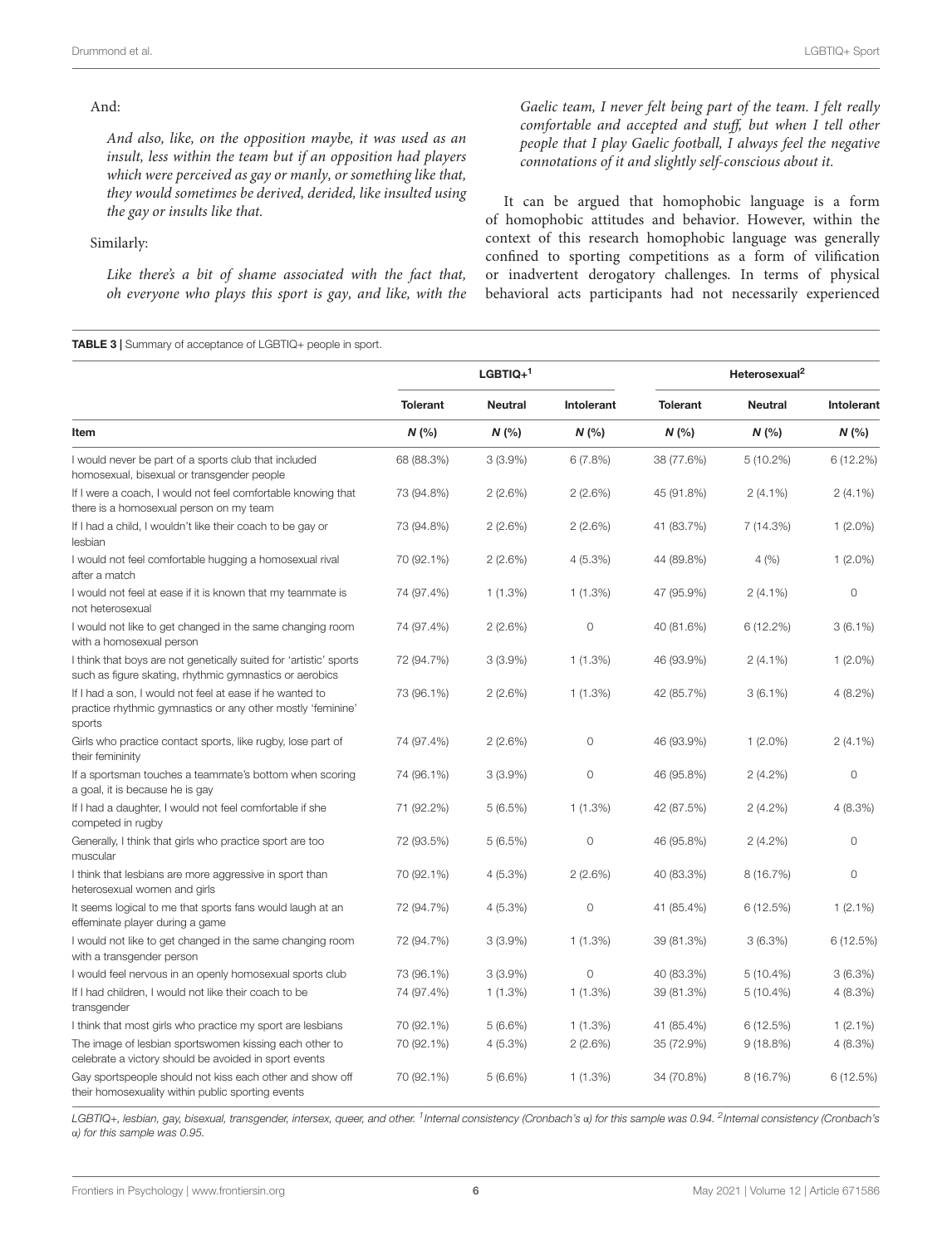And:

*And also, like, on the opposition maybe, it was used as an insult, less within the team but if an opposition had players which were perceived as gay or manly, or something like that, they would sometimes be derived, derided, like insulted using the gay or insults like that.*

Similarly:

*Like there's a bit of shame associated with the fact that, oh everyone who plays this sport is gay, and like, with the Gaelic team, I never felt being part of the team. I felt really comfortable and accepted and stuff, but when I tell other people that I play Gaelic football, I always feel the negative connotations of it and slightly self-conscious about it.*

It can be argued that homophobic language is a form of homophobic attitudes and behavior. However, within the context of this research homophobic language was generally confined to sporting competitions as a form of vilification or inadvertent derogatory challenges. In terms of physical behavioral acts participants had not necessarily experienced

**TABLE 3** | Summary of acceptance of LGBTIQ+ people in sport.

| | LGBTIQ+[1] | | | Heterosexual[2] | | |
|---|---|---|---|---|---|---|
| | **Tolerant** | **Neutral** | **Intolerant** | **Tolerant** | **Neutral** | **Intolerant** |
| **Item** | ***N* (%)** | ***N* (%)** | ***N* (%)** | ***N* (%)** | ***N* (%)** | ***N* (%)** |
| I would never be part of a sports club that included homosexual, bisexual or transgender people | 68 (88.3%) | 3 (3.9%) | 6 (7.8%) | 38 (77.6%) | 5 (10.2%) | 6 (12.2%) |
| If I were a coach, I would not feel comfortable knowing that there is a homosexual person on my team | 73 (94.8%) | 2 (2.6%) | 2 (2.6%) | 45 (91.8%) | 2 (4.1%) | 2 (4.1%) |
| If I had a child, I wouldn't like their coach to be gay or lesbian | 73 (94.8%) | 2 (2.6%) | 2 (2.6%) | 41 (83.7%) | 7 (14.3%) | 1 (2.0%) |
| I would not feel comfortable hugging a homosexual rival after a match | 70 (92.1%) | 2 (2.6%) | 4 (5.3%) | 44 (89.8%) | 4 (%) | 1 (2.0%) |
| I would not feel at ease if it is known that my teammate is not heterosexual | 74 (97.4%) | 1 (1.3%) | 1 (1.3%) | 47 (95.9%) | 2 (4.1%) | 0 |
| I would not like to get changed in the same changing room with a homosexual person | 74 (97.4%) | 2 (2.6%) | 0 | 40 (81.6%) | 6 (12.2%) | 3 (6.1%) |
| I think that boys are not genetically suited for 'artistic' sports such as figure skating, rhythmic gymnastics or aerobics | 72 (94.7%) | 3 (3.9%) | 1 (1.3%) | 46 (93.9%) | 2 (4.1%) | 1 (2.0%) |
| If I had a son, I would not feel at ease if he wanted to practice rhythmic gymnastics or any other mostly 'feminine' sports | 73 (96.1%) | 2 (2.6%) | 1 (1.3%) | 42 (85.7%) | 3 (6.1%) | 4 (8.2%) |
| Girls who practice contact sports, like rugby, lose part of their femininity | 74 (97.4%) | 2 (2.6%) | 0 | 46 (93.9%) | 1 (2.0%) | 2 (4.1%) |
| If a sportsman touches a teammate's bottom when scoring a goal, it is because he is gay | 74 (96.1%) | 3 (3.9%) | 0 | 46 (95.8%) | 2 (4.2%) | 0 |
| If I had a daughter, I would not feel comfortable if she competed in rugby | 71 (92.2%) | 5 (6.5%) | 1 (1.3%) | 42 (87.5%) | 2 (4.2%) | 4 (8.3%) |
| Generally, I think that girls who practice sport are too muscular | 72 (93.5%) | 5 (6.5%) | 0 | 46 (95.8%) | 2 (4.2%) | 0 |
| I think that lesbians are more aggressive in sport than heterosexual women and girls | 70 (92.1%) | 4 (5.3%) | 2 (2.6%) | 40 (83.3%) | 8 (16.7%) | 0 |
| It seems logical to me that sports fans would laugh at an effeminate player during a game | 72 (94.7%) | 4 (5.3%) | 0 | 41 (85.4%) | 6 (12.5%) | 1 (2.1%) |
| I would not like to get changed in the same changing room with a transgender person | 72 (94.7%) | 3 (3.9%) | 1 (1.3%) | 39 (81.3%) | 3 (6.3%) | 6 (12.5%) |
| I would feel nervous in an openly homosexual sports club | 73 (96.1%) | 3 (3.9%) | 0 | 40 (83.3%) | 5 (10.4%) | 3 (6.3%) |
| If I had children, I would not like their coach to be transgender | 74 (97.4%) | 1 (1.3%) | 1 (1.3%) | 39 (81.3%) | 5 (10.4%) | 4 (8.3%) |
| I think that most girls who practice my sport are lesbians | 70 (92.1%) | 5 (6.6%) | 1 (1.3%) | 41 (85.4%) | 6 (12.5%) | 1 (2.1%) |
| The image of lesbian sportswomen kissing each other to celebrate a victory should be avoided in sport events | 70 (92.1%) | 4 (5.3%) | 2 (2.6%) | 35 (72.9%) | 9 (18.8%) | 4 (8.3%) |
| Gay sportspeople should not kiss each other and show off their homosexuality within public sporting events | 70 (92.1%) | 5 (6.6%) | 1 (1.3%) | 34 (70.8%) | 8 (16.7%) | 6 (12.5%) |

*LGBTIQ+, lesbian, gay, bisexual, transgender, intersex, queer, and other. [1]Internal consistency (Cronbach's α) for this sample was 0.94. [2]Internal consistency (Cronbach's α) for this sample was 0.95.*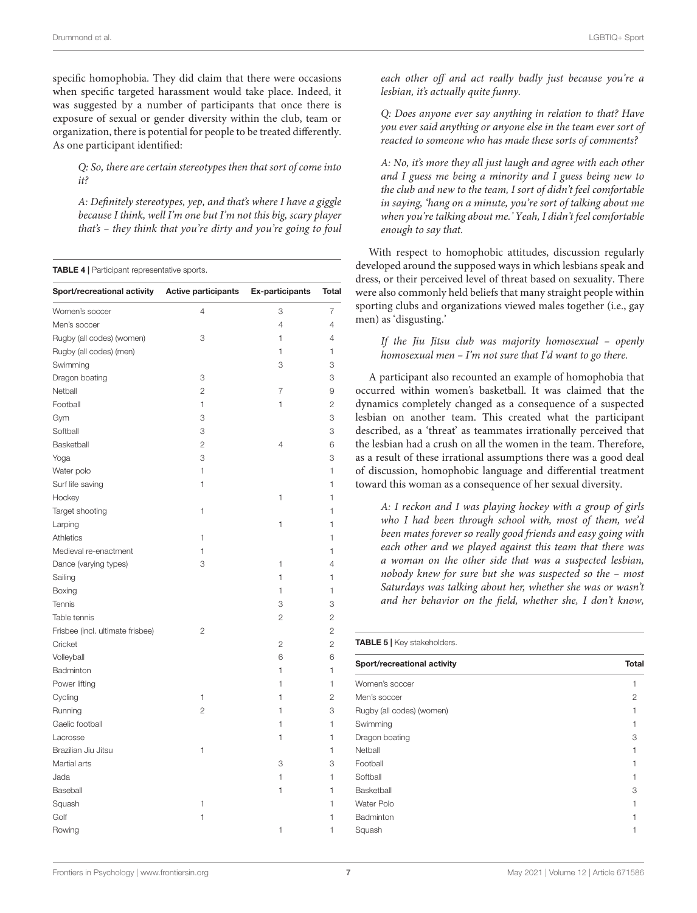specific homophobia. They did claim that there were occasions when specific targeted harassment would take place. Indeed, it was suggested by a number of participants that once there is exposure of sexual or gender diversity within the club, team or organization, there is potential for people to be treated differently. As one participant identified:

> *Q: So, there are certain stereotypes then that sort of come into it?*
>
> *A: Definitely stereotypes, yep, and that's where I have a giggle because I think, well I'm one but I'm not this big, scary player that's – they think that you're dirty and you're going to foul each other off and act really badly just because you're a lesbian, it's actually quite funny.*
>
> *Q: Does anyone ever say anything in relation to that? Have you ever said anything or anyone else in the team ever sort of reacted to someone who has made these sorts of comments?*
>
> *A: No, it's more they all just laugh and agree with each other and I guess me being a minority and I guess being new to the club and new to the team, I sort of didn't feel comfortable in saying, 'hang on a minute, you're sort of talking about me when you're talking about me.' Yeah, I didn't feel comfortable enough to say that.*

**TABLE 4 |** Participant representative sports.

| Sport/recreational activity | Active participants | Ex-participants | Total |
|---|---|---|---|
| Women's soccer | 4 | 3 | 7 |
| Men's soccer | | 4 | 4 |
| Rugby (all codes) (women) | 3 | 1 | 4 |
| Rugby (all codes) (men) | | 1 | 1 |
| Swimming | | 3 | 3 |
| Dragon boating | 3 | | 3 |
| Netball | 2 | 7 | 9 |
| Football | 1 | 1 | 2 |
| Gym | 3 | | 3 |
| Softball | 3 | | 3 |
| Basketball | 2 | 4 | 6 |
| Yoga | 3 | | 3 |
| Water polo | 1 | | 1 |
| Surf life saving | 1 | | 1 |
| Hockey | | 1 | 1 |
| Target shooting | 1 | | 1 |
| Larping | | 1 | 1 |
| Athletics | 1 | | 1 |
| Medieval re-enactment | 1 | | 1 |
| Dance (varying types) | 3 | 1 | 4 |
| Sailing | | 1 | 1 |
| Boxing | | 1 | 1 |
| Tennis | | 3 | 3 |
| Table tennis | | 2 | 2 |
| Frisbee (incl. ultimate frisbee) | 2 | | 2 |
| Cricket | | 2 | 2 |
| Volleyball | | 6 | 6 |
| Badminton | | 1 | 1 |
| Power lifting | | 1 | 1 |
| Cycling | 1 | 1 | 2 |
| Running | 2 | 1 | 3 |
| Gaelic football | | 1 | 1 |
| Lacrosse | | 1 | 1 |
| Brazilian Jiu Jitsu | 1 | | 1 |
| Martial arts | | 3 | 3 |
| Jada | | 1 | 1 |
| Baseball | | 1 | 1 |
| Squash | 1 | | 1 |
| Golf | 1 | | 1 |
| Rowing | | 1 | 1 |

With respect to homophobic attitudes, discussion regularly developed around the supposed ways in which lesbians speak and dress, or their perceived level of threat based on sexuality. There were also commonly held beliefs that many straight people within sporting clubs and organizations viewed males together (i.e., gay men) as 'disgusting.'

> *If the Jiu Jitsu club was majority homosexual – openly homosexual men – I'm not sure that I'd want to go there.*

A participant also recounted an example of homophobia that occurred within women's basketball. It was claimed that the dynamics completely changed as a consequence of a suspected lesbian on another team. This created what the participant described, as a 'threat' as teammates irrationally perceived that the lesbian had a crush on all the women in the team. Therefore, as a result of these irrational assumptions there was a good deal of discussion, homophobic language and differential treatment toward this woman as a consequence of her sexual diversity.

> *A: I reckon and I was playing hockey with a group of girls who I had been through school with, most of them, we'd been mates forever so really good friends and easy going with each other and we played against this team that there was a woman on the other side that was a suspected lesbian, nobody knew for sure but she was suspected so the – most Saturdays was talking about her, whether she was or wasn't and her behavior on the field, whether she, I don't know,*

**TABLE 5 |** Key stakeholders.

| Sport/recreational activity | Total |
|---|---|
| Women's soccer | 1 |
| Men's soccer | 2 |
| Rugby (all codes) (women) | 1 |
| Swimming | 1 |
| Dragon boating | 3 |
| Netball | 1 |
| Football | 1 |
| Softball | 1 |
| Basketball | 3 |
| Water Polo | 1 |
| Badminton | 1 |
| Squash | 1 |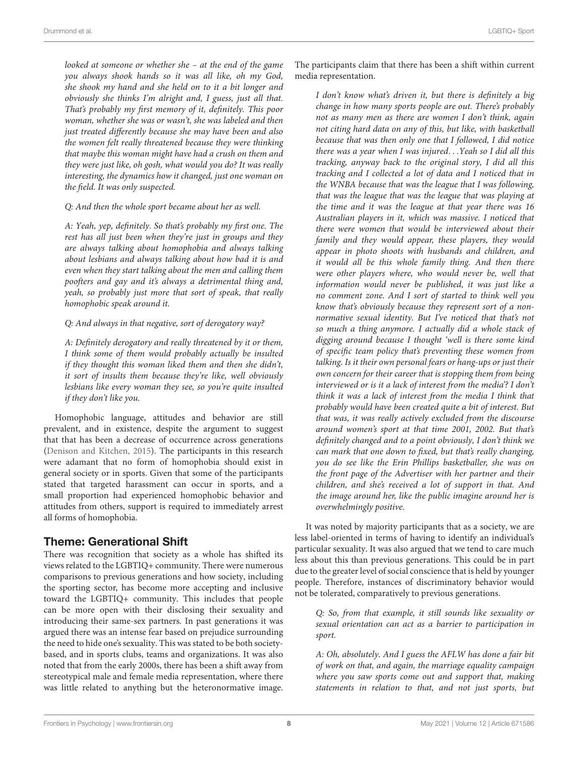*looked at someone or whether she – at the end of the game you always shook hands so it was all like, oh my God, she shook my hand and she held on to it a bit longer and obviously she thinks I'm alright and, I guess, just all that. That's probably my first memory of it, definitely. This poor woman, whether she was or wasn't, she was labeled and then just treated differently because she may have been and also the women felt really threatened because they were thinking that maybe this woman might have had a crush on them and they were just like, oh gosh, what would you do? It was really interesting, the dynamics how it changed, just one woman on the field. It was only suspected.*

*Q: And then the whole sport became about her as well.*

*A: Yeah, yep, definitely. So that's probably my first one. The rest has all just been when they're just in groups and they are always talking about homophobia and always talking about lesbians and always talking about how bad it is and even when they start talking about the men and calling them poofters and gay and it's always a detrimental thing and, yeah, so probably just more that sort of speak, that really homophobic speak around it.*

*Q: And always in that negative, sort of derogatory way?*

*A: Definitely derogatory and really threatened by it or them, I think some of them would probably actually be insulted if they thought this woman liked them and then she didn't, it sort of insults them because they're like, well obviously lesbians like every woman they see, so you're quite insulted if they don't like you.*

Homophobic language, attitudes and behavior are still prevalent, and in existence, despite the argument to suggest that that has been a decrease of occurrence across generations (Denison and Kitchen, 2015). The participants in this research were adamant that no form of homophobia should exist in general society or in sports. Given that some of the participants stated that targeted harassment can occur in sports, and a small proportion had experienced homophobic behavior and attitudes from others, support is required to immediately arrest all forms of homophobia.

## Theme: Generational Shift

There was recognition that society as a whole has shifted its views related to the LGBTIQ+ community. There were numerous comparisons to previous generations and how society, including the sporting sector, has become more accepting and inclusive toward the LGBTIQ+ community. This includes that people can be more open with their disclosing their sexuality and introducing their same-sex partners. In past generations it was argued there was an intense fear based on prejudice surrounding the need to hide one's sexuality. This was stated to be both society-based, and in sports clubs, teams and organizations. It was also noted that from the early 2000s, there has been a shift away from stereotypical male and female media representation, where there was little related to anything but the heteronormative image. The participants claim that there has been a shift within current media representation.

*I don't know what's driven it, but there is definitely a big change in how many sports people are out. There's probably not as many men as there are women I don't think, again not citing hard data on any of this, but like, with basketball because that was then only one that I followed, I did notice there was a year when I was injured. . .Yeah so I did all this tracking, anyway back to the original story, I did all this tracking and I collected a lot of data and I noticed that in the WNBA because that was the league that I was following, that was the league that was the league that was playing at the time and it was the league at that year there was 16 Australian players in it, which was massive. I noticed that there were women that would be interviewed about their family and they would appear, these players, they would appear in photo shoots with husbands and children, and it would all be this whole family thing. And then there were other players where, who would never be, well that information would never be published, it was just like a no comment zone. And I sort of started to think well you know that's obviously because they represent sort of a non-normative sexual identity. But I've noticed that that's not so much a thing anymore. I actually did a whole stack of digging around because I thought 'well is there some kind of specific team policy that's preventing these women from talking. Is it their own personal fears or hang-ups or just their own concern for their career that is stopping them from being interviewed or is it a lack of interest from the media'? I don't think it was a lack of interest from the media I think that probably would have been created quite a bit of interest. But that was, it was really actively excluded from the discourse around women's sport at that time 2001, 2002. But that's definitely changed and to a point obviously, I don't think we can mark that one down to fixed, but that's really changing, you do see like the Erin Phillips basketballer, she was on the front page of the Advertiser with her partner and their children, and she's received a lot of support in that. And the image around her, like the public imagine around her is overwhelmingly positive.*

It was noted by majority participants that as a society, we are less label-oriented in terms of having to identify an individual's particular sexuality. It was also argued that we tend to care much less about this than previous generations. This could be in part due to the greater level of social conscience that is held by younger people. Therefore, instances of discriminatory behavior would not be tolerated, comparatively to previous generations.

*Q: So, from that example, it still sounds like sexuality or sexual orientation can act as a barrier to participation in sport.*

*A: Oh, absolutely. And I guess the AFLW has done a fair bit of work on that, and again, the marriage equality campaign where you saw sports come out and support that, making statements in relation to that, and not just sports, but*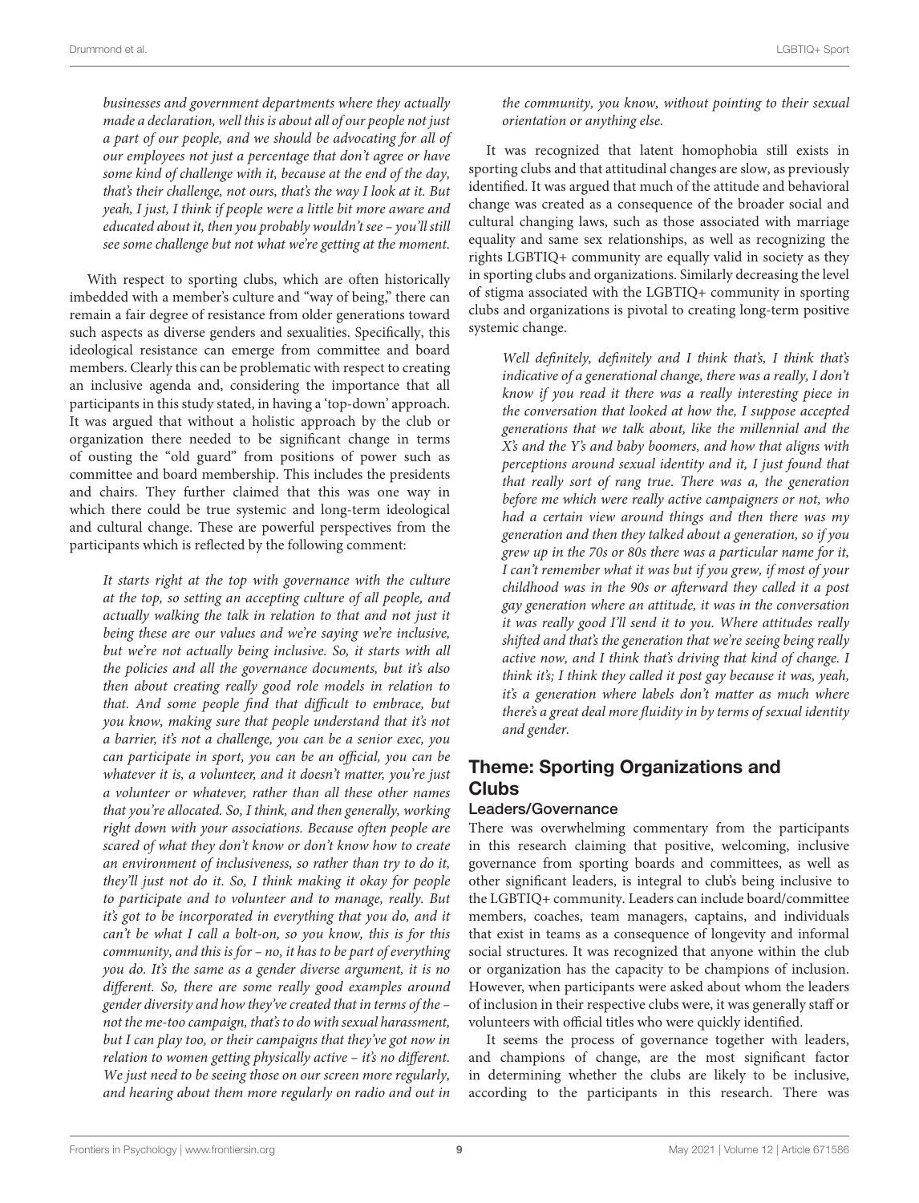*businesses and government departments where they actually made a declaration, well this is about all of our people not just a part of our people, and we should be advocating for all of our employees not just a percentage that don't agree or have some kind of challenge with it, because at the end of the day, that's their challenge, not ours, that's the way I look at it. But yeah, I just, I think if people were a little bit more aware and educated about it, then you probably wouldn't see – you'll still see some challenge but not what we're getting at the moment.*

With respect to sporting clubs, which are often historically imbedded with a member's culture and "way of being," there can remain a fair degree of resistance from older generations toward such aspects as diverse genders and sexualities. Specifically, this ideological resistance can emerge from committee and board members. Clearly this can be problematic with respect to creating an inclusive agenda and, considering the importance that all participants in this study stated, in having a 'top-down' approach. It was argued that without a holistic approach by the club or organization there needed to be significant change in terms of ousting the "old guard" from positions of power such as committee and board membership. This includes the presidents and chairs. They further claimed that this was one way in which there could be true systemic and long-term ideological and cultural change. These are powerful perspectives from the participants which is reflected by the following comment:

> *It starts right at the top with governance with the culture at the top, so setting an accepting culture of all people, and actually walking the talk in relation to that and not just it being these are our values and we're saying we're inclusive, but we're not actually being inclusive. So, it starts with all the policies and all the governance documents, but it's also then about creating really good role models in relation to that. And some people find that difficult to embrace, but you know, making sure that people understand that it's not a barrier, it's not a challenge, you can be a senior exec, you can participate in sport, you can be an official, you can be whatever it is, a volunteer, and it doesn't matter, you're just a volunteer or whatever, rather than all these other names that you're allocated. So, I think, and then generally, working right down with your associations. Because often people are scared of what they don't know or don't know how to create an environment of inclusiveness, so rather than try to do it, they'll just not do it. So, I think making it okay for people to participate and to volunteer and to manage, really. But it's got to be incorporated in everything that you do, and it can't be what I call a bolt-on, so you know, this is for this community, and this is for – no, it has to be part of everything you do. It's the same as a gender diverse argument, it is no different. So, there are some really good examples around gender diversity and how they've created that in terms of the – not the me-too campaign, that's to do with sexual harassment, but I can play too, or their campaigns that they've got now in relation to women getting physically active – it's no different. We just need to be seeing those on our screen more regularly, and hearing about them more regularly on radio and out in the community, you know, without pointing to their sexual orientation or anything else.*

It was recognized that latent homophobia still exists in sporting clubs and that attitudinal changes are slow, as previously identified. It was argued that much of the attitude and behavioral change was created as a consequence of the broader social and cultural changing laws, such as those associated with marriage equality and same sex relationships, as well as recognizing the rights LGBTIQ+ community are equally valid in society as they in sporting clubs and organizations. Similarly decreasing the level of stigma associated with the LGBTIQ+ community in sporting clubs and organizations is pivotal to creating long-term positive systemic change.

> *Well definitely, definitely and I think that's, I think that's indicative of a generational change, there was a really, I don't know if you read it there was a really interesting piece in the conversation that looked at how the, I suppose accepted generations that we talk about, like the millennial and the X's and the Y's and baby boomers, and how that aligns with perceptions around sexual identity and it, I just found that that really sort of rang true. There was a, the generation before me which were really active campaigners or not, who had a certain view around things and then there was my generation and then they talked about a generation, so if you grew up in the 70s or 80s there was a particular name for it, I can't remember what it was but if you grew, if most of your childhood was in the 90s or afterward they called it a post gay generation where an attitude, it was in the conversation it was really good I'll send it to you. Where attitudes really shifted and that's the generation that we're seeing being really active now, and I think that's driving that kind of change. I think it's; I think they called it post gay because it was, yeah, it's a generation where labels don't matter as much where there's a great deal more fluidity in by terms of sexual identity and gender.*

## Theme: Sporting Organizations and Clubs

### Leaders/Governance

There was overwhelming commentary from the participants in this research claiming that positive, welcoming, inclusive governance from sporting boards and committees, as well as other significant leaders, is integral to club's being inclusive to the LGBTIQ+ community. Leaders can include board/committee members, coaches, team managers, captains, and individuals that exist in teams as a consequence of longevity and informal social structures. It was recognized that anyone within the club or organization has the capacity to be champions of inclusion. However, when participants were asked about whom the leaders of inclusion in their respective clubs were, it was generally staff or volunteers with official titles who were quickly identified.

It seems the process of governance together with leaders, and champions of change, are the most significant factor in determining whether the clubs are likely to be inclusive, according to the participants in this research. There was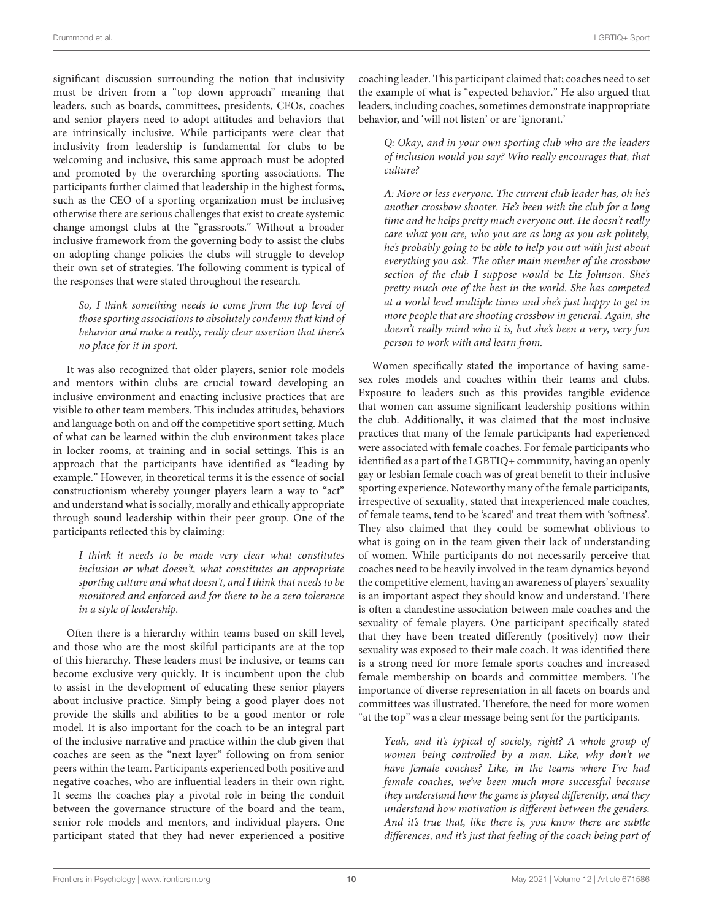significant discussion surrounding the notion that inclusivity must be driven from a "top down approach" meaning that leaders, such as boards, committees, presidents, CEOs, coaches and senior players need to adopt attitudes and behaviors that are intrinsically inclusive. While participants were clear that inclusivity from leadership is fundamental for clubs to be welcoming and inclusive, this same approach must be adopted and promoted by the overarching sporting associations. The participants further claimed that leadership in the highest forms, such as the CEO of a sporting organization must be inclusive; otherwise there are serious challenges that exist to create systemic change amongst clubs at the "grassroots." Without a broader inclusive framework from the governing body to assist the clubs on adopting change policies the clubs will struggle to develop their own set of strategies. The following comment is typical of the responses that were stated throughout the research.

> *So, I think something needs to come from the top level of those sporting associations to absolutely condemn that kind of behavior and make a really, really clear assertion that there's no place for it in sport.*

It was also recognized that older players, senior role models and mentors within clubs are crucial toward developing an inclusive environment and enacting inclusive practices that are visible to other team members. This includes attitudes, behaviors and language both on and off the competitive sport setting. Much of what can be learned within the club environment takes place in locker rooms, at training and in social settings. This is an approach that the participants have identified as "leading by example." However, in theoretical terms it is the essence of social constructionism whereby younger players learn a way to "act" and understand what is socially, morally and ethically appropriate through sound leadership within their peer group. One of the participants reflected this by claiming:

> *I think it needs to be made very clear what constitutes inclusion or what doesn't, what constitutes an appropriate sporting culture and what doesn't, and I think that needs to be monitored and enforced and for there to be a zero tolerance in a style of leadership.*

Often there is a hierarchy within teams based on skill level, and those who are the most skilful participants are at the top of this hierarchy. These leaders must be inclusive, or teams can become exclusive very quickly. It is incumbent upon the club to assist in the development of educating these senior players about inclusive practice. Simply being a good player does not provide the skills and abilities to be a good mentor or role model. It is also important for the coach to be an integral part of the inclusive narrative and practice within the club given that coaches are seen as the "next layer" following on from senior peers within the team. Participants experienced both positive and negative coaches, who are influential leaders in their own right. It seems the coaches play a pivotal role in being the conduit between the governance structure of the board and the team, senior role models and mentors, and individual players. One participant stated that they had never experienced a positive coaching leader. This participant claimed that; coaches need to set the example of what is "expected behavior." He also argued that leaders, including coaches, sometimes demonstrate inappropriate behavior, and 'will not listen' or are 'ignorant.'

> *Q: Okay, and in your own sporting club who are the leaders of inclusion would you say? Who really encourages that, that culture?*
>
> *A: More or less everyone. The current club leader has, oh he's another crossbow shooter. He's been with the club for a long time and he helps pretty much everyone out. He doesn't really care what you are, who you are as long as you ask politely, he's probably going to be able to help you out with just about everything you ask. The other main member of the crossbow section of the club I suppose would be Liz Johnson. She's pretty much one of the best in the world. She has competed at a world level multiple times and she's just happy to get in more people that are shooting crossbow in general. Again, she doesn't really mind who it is, but she's been a very, very fun person to work with and learn from.*

Women specifically stated the importance of having same-sex roles models and coaches within their teams and clubs. Exposure to leaders such as this provides tangible evidence that women can assume significant leadership positions within the club. Additionally, it was claimed that the most inclusive practices that many of the female participants had experienced were associated with female coaches. For female participants who identified as a part of the LGBTIQ+ community, having an openly gay or lesbian female coach was of great benefit to their inclusive sporting experience. Noteworthy many of the female participants, irrespective of sexuality, stated that inexperienced male coaches, of female teams, tend to be 'scared' and treat them with 'softness'. They also claimed that they could be somewhat oblivious to what is going on in the team given their lack of understanding of women. While participants do not necessarily perceive that coaches need to be heavily involved in the team dynamics beyond the competitive element, having an awareness of players' sexuality is an important aspect they should know and understand. There is often a clandestine association between male coaches and the sexuality of female players. One participant specifically stated that they have been treated differently (positively) now their sexuality was exposed to their male coach. It was identified there is a strong need for more female sports coaches and increased female membership on boards and committee members. The importance of diverse representation in all facets on boards and committees was illustrated. Therefore, the need for more women "at the top" was a clear message being sent for the participants.

> *Yeah, and it's typical of society, right? A whole group of women being controlled by a man. Like, why don't we have female coaches? Like, in the teams where I've had female coaches, we've been much more successful because they understand how the game is played differently, and they understand how motivation is different between the genders. And it's true that, like there is, you know there are subtle differences, and it's just that feeling of the coach being part of*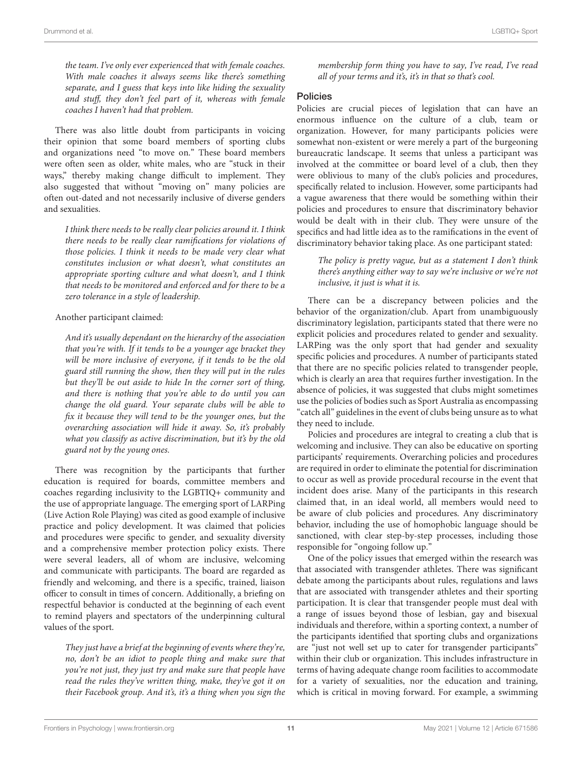*the team. I've only ever experienced that with female coaches. With male coaches it always seems like there's something separate, and I guess that keys into like hiding the sexuality and stuff, they don't feel part of it, whereas with female coaches I haven't had that problem.*

There was also little doubt from participants in voicing their opinion that some board members of sporting clubs and organizations need "to move on." These board members were often seen as older, white males, who are "stuck in their ways," thereby making change difficult to implement. They also suggested that without "moving on" many policies are often out-dated and not necessarily inclusive of diverse genders and sexualities.

> *I think there needs to be really clear policies around it. I think there needs to be really clear ramifications for violations of those policies. I think it needs to be made very clear what constitutes inclusion or what doesn't, what constitutes an appropriate sporting culture and what doesn't, and I think that needs to be monitored and enforced and for there to be a zero tolerance in a style of leadership.*

Another participant claimed:

> *And it's usually dependant on the hierarchy of the association that you're with. If it tends to be a younger age bracket they will be more inclusive of everyone, if it tends to be the old guard still running the show, then they will put in the rules but they'll be out aside to hide In the corner sort of thing, and there is nothing that you're able to do until you can change the old guard. Your separate clubs will be able to fix it because they will tend to be the younger ones, but the overarching association will hide it away. So, it's probably what you classify as active discrimination, but it's by the old guard not by the young ones.*

There was recognition by the participants that further education is required for boards, committee members and coaches regarding inclusivity to the LGBTIQ+ community and the use of appropriate language. The emerging sport of LARPing (Live Action Role Playing) was cited as good example of inclusive practice and policy development. It was claimed that policies and procedures were specific to gender, and sexuality diversity and a comprehensive member protection policy exists. There were several leaders, all of whom are inclusive, welcoming and communicate with participants. The board are regarded as friendly and welcoming, and there is a specific, trained, liaison officer to consult in times of concern. Additionally, a briefing on respectful behavior is conducted at the beginning of each event to remind players and spectators of the underpinning cultural values of the sport.

> *They just have a brief at the beginning of events where they're, no, don't be an idiot to people thing and make sure that you're not just, they just try and make sure that people have read the rules they've written thing, make, they've got it on their Facebook group. And it's, it's a thing when you sign the membership form thing you have to say, I've read, I've read all of your terms and it's, it's in that so that's cool.*

## Policies

Policies are crucial pieces of legislation that can have an enormous influence on the culture of a club, team or organization. However, for many participants policies were somewhat non-existent or were merely a part of the burgeoning bureaucratic landscape. It seems that unless a participant was involved at the committee or board level of a club, then they were oblivious to many of the club's policies and procedures, specifically related to inclusion. However, some participants had a vague awareness that there would be something within their policies and procedures to ensure that discriminatory behavior would be dealt with in their club. They were unsure of the specifics and had little idea as to the ramifications in the event of discriminatory behavior taking place. As one participant stated:

> *The policy is pretty vague, but as a statement I don't think there's anything either way to say we're inclusive or we're not inclusive, it just is what it is.*

There can be a discrepancy between policies and the behavior of the organization/club. Apart from unambiguously discriminatory legislation, participants stated that there were no explicit policies and procedures related to gender and sexuality. LARPing was the only sport that had gender and sexuality specific policies and procedures. A number of participants stated that there are no specific policies related to transgender people, which is clearly an area that requires further investigation. In the absence of policies, it was suggested that clubs might sometimes use the policies of bodies such as Sport Australia as encompassing "catch all" guidelines in the event of clubs being unsure as to what they need to include.

Policies and procedures are integral to creating a club that is welcoming and inclusive. They can also be educative on sporting participants' requirements. Overarching policies and procedures are required in order to eliminate the potential for discrimination to occur as well as provide procedural recourse in the event that incident does arise. Many of the participants in this research claimed that, in an ideal world, all members would need to be aware of club policies and procedures. Any discriminatory behavior, including the use of homophobic language should be sanctioned, with clear step-by-step processes, including those responsible for "ongoing follow up."

One of the policy issues that emerged within the research was that associated with transgender athletes. There was significant debate among the participants about rules, regulations and laws that are associated with transgender athletes and their sporting participation. It is clear that transgender people must deal with a range of issues beyond those of lesbian, gay and bisexual individuals and therefore, within a sporting context, a number of the participants identified that sporting clubs and organizations are "just not well set up to cater for transgender participants" within their club or organization. This includes infrastructure in terms of having adequate change room facilities to accommodate for a variety of sexualities, nor the education and training, which is critical in moving forward. For example, a swimming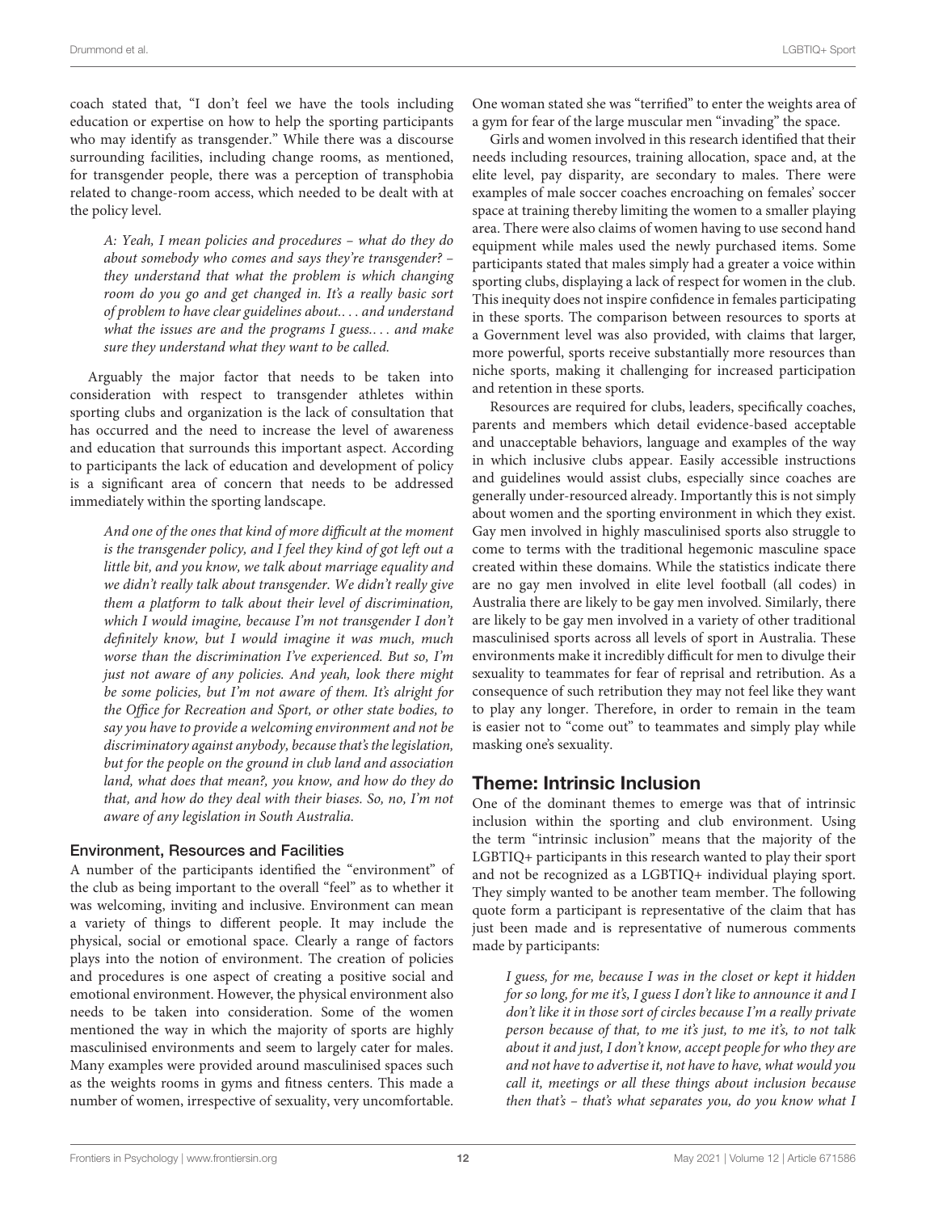coach stated that, "I don't feel we have the tools including education or expertise on how to help the sporting participants who may identify as transgender." While there was a discourse surrounding facilities, including change rooms, as mentioned, for transgender people, there was a perception of transphobia related to change-room access, which needed to be dealt with at the policy level.

> *A: Yeah, I mean policies and procedures – what do they do about somebody who comes and says they're transgender? – they understand that what the problem is which changing room do you go and get changed in. It's a really basic sort of problem to have clear guidelines about.... and understand what the issues are and the programs I guess.... and make sure they understand what they want to be called.*

Arguably the major factor that needs to be taken into consideration with respect to transgender athletes within sporting clubs and organization is the lack of consultation that has occurred and the need to increase the level of awareness and education that surrounds this important aspect. According to participants the lack of education and development of policy is a significant area of concern that needs to be addressed immediately within the sporting landscape.

> *And one of the ones that kind of more difficult at the moment is the transgender policy, and I feel they kind of got left out a little bit, and you know, we talk about marriage equality and we didn't really talk about transgender. We didn't really give them a platform to talk about their level of discrimination, which I would imagine, because I'm not transgender I don't definitely know, but I would imagine it was much, much worse than the discrimination I've experienced. But so, I'm just not aware of any policies. And yeah, look there might be some policies, but I'm not aware of them. It's alright for the Office for Recreation and Sport, or other state bodies, to say you have to provide a welcoming environment and not be discriminatory against anybody, because that's the legislation, but for the people on the ground in club land and association land, what does that mean?, you know, and how do they do that, and how do they deal with their biases. So, no, I'm not aware of any legislation in South Australia.*

### Environment, Resources and Facilities

A number of the participants identified the "environment" of the club as being important to the overall "feel" as to whether it was welcoming, inviting and inclusive. Environment can mean a variety of things to different people. It may include the physical, social or emotional space. Clearly a range of factors plays into the notion of environment. The creation of policies and procedures is one aspect of creating a positive social and emotional environment. However, the physical environment also needs to be taken into consideration. Some of the women mentioned the way in which the majority of sports are highly masculinised environments and seem to largely cater for males. Many examples were provided around masculinised spaces such as the weights rooms in gyms and fitness centers. This made a number of women, irrespective of sexuality, very uncomfortable. One woman stated she was "terrified" to enter the weights area of a gym for fear of the large muscular men "invading" the space.

Girls and women involved in this research identified that their needs including resources, training allocation, space and, at the elite level, pay disparity, are secondary to males. There were examples of male soccer coaches encroaching on females' soccer space at training thereby limiting the women to a smaller playing area. There were also claims of women having to use second hand equipment while males used the newly purchased items. Some participants stated that males simply had a greater a voice within sporting clubs, displaying a lack of respect for women in the club. This inequity does not inspire confidence in females participating in these sports. The comparison between resources to sports at a Government level was also provided, with claims that larger, more powerful, sports receive substantially more resources than niche sports, making it challenging for increased participation and retention in these sports.

Resources are required for clubs, leaders, specifically coaches, parents and members which detail evidence-based acceptable and unacceptable behaviors, language and examples of the way in which inclusive clubs appear. Easily accessible instructions and guidelines would assist clubs, especially since coaches are generally under-resourced already. Importantly this is not simply about women and the sporting environment in which they exist. Gay men involved in highly masculinised sports also struggle to come to terms with the traditional hegemonic masculine space created within these domains. While the statistics indicate there are no gay men involved in elite level football (all codes) in Australia there are likely to be gay men involved. Similarly, there are likely to be gay men involved in a variety of other traditional masculinised sports across all levels of sport in Australia. These environments make it incredibly difficult for men to divulge their sexuality to teammates for fear of reprisal and retribution. As a consequence of such retribution they may not feel like they want to play any longer. Therefore, in order to remain in the team is easier not to "come out" to teammates and simply play while masking one's sexuality.

## Theme: Intrinsic Inclusion

One of the dominant themes to emerge was that of intrinsic inclusion within the sporting and club environment. Using the term "intrinsic inclusion" means that the majority of the LGBTIQ+ participants in this research wanted to play their sport and not be recognized as a LGBTIQ+ individual playing sport. They simply wanted to be another team member. The following quote form a participant is representative of the claim that has just been made and is representative of numerous comments made by participants:

> *I guess, for me, because I was in the closet or kept it hidden for so long, for me it's, I guess I don't like to announce it and I don't like it in those sort of circles because I'm a really private person because of that, to me it's just, to me it's, to not talk about it and just, I don't know, accept people for who they are and not have to advertise it, not have to have, what would you call it, meetings or all these things about inclusion because then that's – that's what separates you, do you know what I*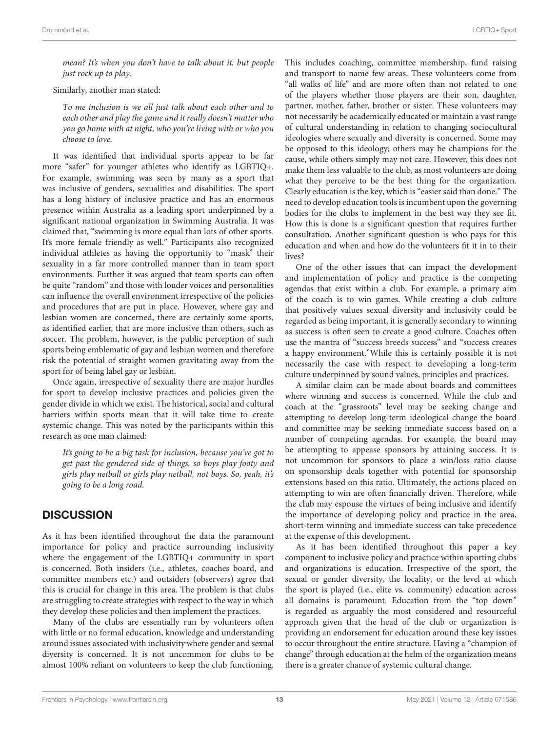*mean? It's when you don't have to talk about it, but people just rock up to play.*

Similarly, another man stated:

> *To me inclusion is we all just talk about each other and to each other and play the game and it really doesn't matter who you go home with at night, who you're living with or who you choose to love.*

It was identified that individual sports appear to be far more "safer" for younger athletes who identify as LGBTIQ+. For example, swimming was seen by many as a sport that was inclusive of genders, sexualities and disabilities. The sport has a long history of inclusive practice and has an enormous presence within Australia as a leading sport underpinned by a significant national organization in Swimming Australia. It was claimed that, "swimming is more equal than lots of other sports. It's more female friendly as well." Participants also recognized individual athletes as having the opportunity to "mask" their sexuality in a far more controlled manner than in team sport environments. Further it was argued that team sports can often be quite "random" and those with louder voices and personalities can influence the overall environment irrespective of the policies and procedures that are put in place. However, where gay and lesbian women are concerned, there are certainly some sports, as identified earlier, that are more inclusive than others, such as soccer. The problem, however, is the public perception of such sports being emblematic of gay and lesbian women and therefore risk the potential of straight women gravitating away from the sport for of being label gay or lesbian.

Once again, irrespective of sexuality there are major hurdles for sport to develop inclusive practices and policies given the gender divide in which we exist. The historical, social and cultural barriers within sports mean that it will take time to create systemic change. This was noted by the participants within this research as one man claimed:

> *It's going to be a big task for inclusion, because you've got to get past the gendered side of things, so boys play footy and girls play netball or girls play netball, not boys. So, yeah, it's going to be a long road.*

## DISCUSSION

As it has been identified throughout the data the paramount importance for policy and practice surrounding inclusivity where the engagement of the LGBTIQ+ community in sport is concerned. Both insiders (i.e., athletes, coaches board, and committee members etc.) and outsiders (observers) agree that this is crucial for change in this area. The problem is that clubs are struggling to create strategies with respect to the way in which they develop these policies and then implement the practices.

Many of the clubs are essentially run by volunteers often with little or no formal education, knowledge and understanding around issues associated with inclusivity where gender and sexual diversity is concerned. It is not uncommon for clubs to be almost 100% reliant on volunteers to keep the club functioning. This includes coaching, committee membership, fund raising and transport to name few areas. These volunteers come from "all walks of life" and are more often than not related to one of the players whether those players are their son, daughter, partner, mother, father, brother or sister. These volunteers may not necessarily be academically educated or maintain a vast range of cultural understanding in relation to changing sociocultural ideologies where sexually and diversity is concerned. Some may be opposed to this ideology; others may be champions for the cause, while others simply may not care. However, this does not make them less valuable to the club, as most volunteers are doing what they perceive to be the best thing for the organization. Clearly education is the key, which is "easier said than done." The need to develop education tools is incumbent upon the governing bodies for the clubs to implement in the best way they see fit. How this is done is a significant question that requires further consultation. Another significant question is who pays for this education and when and how do the volunteers fit it in to their lives?

One of the other issues that can impact the development and implementation of policy and practice is the competing agendas that exist within a club. For example, a primary aim of the coach is to win games. While creating a club culture that positively values sexual diversity and inclusivity could be regarded as being important, it is generally secondary to winning as success is often seen to create a good culture. Coaches often use the mantra of "success breeds success" and "success creates a happy environment."While this is certainly possible it is not necessarily the case with respect to developing a long-term culture underpinned by sound values, principles and practices.

A similar claim can be made about boards and committees where winning and success is concerned. While the club and coach at the "grassroots" level may be seeking change and attempting to develop long-term ideological change the board and committee may be seeking immediate success based on a number of competing agendas. For example, the board may be attempting to appease sponsors by attaining success. It is not uncommon for sponsors to place a win/loss ratio clause on sponsorship deals together with potential for sponsorship extensions based on this ratio. Ultimately, the actions placed on attempting to win are often financially driven. Therefore, while the club may espouse the virtues of being inclusive and identify the importance of developing policy and practice in the area, short-term winning and immediate success can take precedence at the expense of this development.

As it has been identified throughout this paper a key component to inclusive policy and practice within sporting clubs and organizations is education. Irrespective of the sport, the sexual or gender diversity, the locality, or the level at which the sport is played (i.e., elite vs. community) education across all domains is paramount. Education from the "top down" is regarded as arguably the most considered and resourceful approach given that the head of the club or organization is providing an endorsement for education around these key issues to occur throughout the entire structure. Having a "champion of change" through education at the helm of the organization means there is a greater chance of systemic cultural change.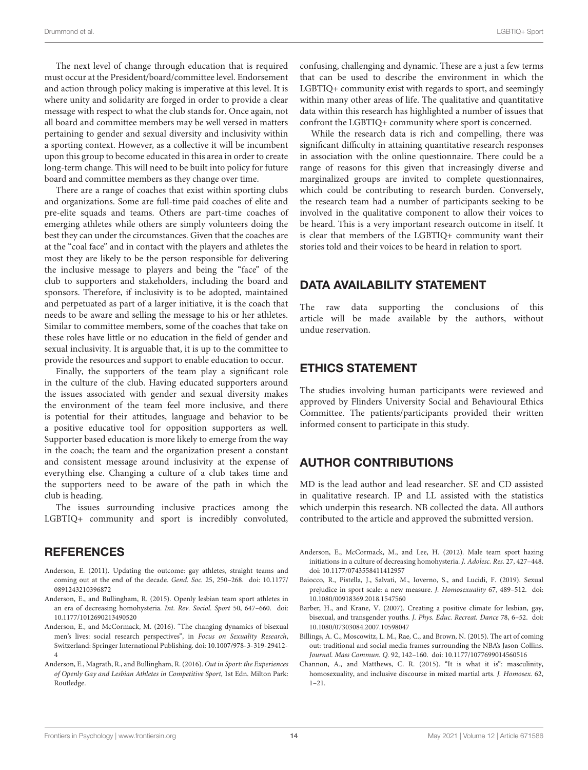The next level of change through education that is required must occur at the President/board/committee level. Endorsement and action through policy making is imperative at this level. It is where unity and solidarity are forged in order to provide a clear message with respect to what the club stands for. Once again, not all board and committee members may be well versed in matters pertaining to gender and sexual diversity and inclusivity within a sporting context. However, as a collective it will be incumbent upon this group to become educated in this area in order to create long-term change. This will need to be built into policy for future board and committee members as they change over time.

There are a range of coaches that exist within sporting clubs and organizations. Some are full-time paid coaches of elite and pre-elite squads and teams. Others are part-time coaches of emerging athletes while others are simply volunteers doing the best they can under the circumstances. Given that the coaches are at the "coal face" and in contact with the players and athletes the most they are likely to be the person responsible for delivering the inclusive message to players and being the "face" of the club to supporters and stakeholders, including the board and sponsors. Therefore, if inclusivity is to be adopted, maintained and perpetuated as part of a larger initiative, it is the coach that needs to be aware and selling the message to his or her athletes. Similar to committee members, some of the coaches that take on these roles have little or no education in the field of gender and sexual inclusivity. It is arguable that, it is up to the committee to provide the resources and support to enable education to occur.

Finally, the supporters of the team play a significant role in the culture of the club. Having educated supporters around the issues associated with gender and sexual diversity makes the environment of the team feel more inclusive, and there is potential for their attitudes, language and behavior to be a positive educative tool for opposition supporters as well. Supporter based education is more likely to emerge from the way in the coach; the team and the organization present a constant and consistent message around inclusivity at the expense of everything else. Changing a culture of a club takes time and the supporters need to be aware of the path in which the club is heading.

The issues surrounding inclusive practices among the LGBTIQ+ community and sport is incredibly convoluted, confusing, challenging and dynamic. These are a just a few terms that can be used to describe the environment in which the LGBTIQ+ community exist with regards to sport, and seemingly within many other areas of life. The qualitative and quantitative data within this research has highlighted a number of issues that confront the LGBTIQ+ community where sport is concerned.

While the research data is rich and compelling, there was significant difficulty in attaining quantitative research responses in association with the online questionnaire. There could be a range of reasons for this given that increasingly diverse and marginalized groups are invited to complete questionnaires, which could be contributing to research burden. Conversely, the research team had a number of participants seeking to be involved in the qualitative component to allow their voices to be heard. This is a very important research outcome in itself. It is clear that members of the LGBTIQ+ community want their stories told and their voices to be heard in relation to sport.

## DATA AVAILABILITY STATEMENT

The raw data supporting the conclusions of this article will be made available by the authors, without undue reservation.

## ETHICS STATEMENT

The studies involving human participants were reviewed and approved by Flinders University Social and Behavioural Ethics Committee. The patients/participants provided their written informed consent to participate in this study.

## AUTHOR CONTRIBUTIONS

MD is the lead author and lead researcher. SE and CD assisted in qualitative research. IP and LL assisted with the statistics which underpin this research. NB collected the data. All authors contributed to the article and approved the submitted version.

## REFERENCES

Anderson, E. (2011). Updating the outcome: gay athletes, straight teams and coming out at the end of the decade. *Gend. Soc.* 25, 250–268. doi: 10.1177/0891243210396872

Anderson, E., and Bullingham, R. (2015). Openly lesbian team sport athletes in an era of decreasing homohysteria. *Int. Rev. Sociol. Sport* 50, 647–660. doi: 10.1177/1012690213490520

Anderson, E., and McCormack, M. (2016). "The changing dynamics of bisexual men's lives: social research perspectives", in *Focus on Sexuality Research*, Switzerland: Springer International Publishing. doi: 10.1007/978-3-319-29412-4

Anderson, E., Magrath, R., and Bullingham, R. (2016). *Out in Sport: the Experiences of Openly Gay and Lesbian Athletes in Competitive Sport*, 1st Edn. Milton Park: Routledge.

Anderson, E., McCormack, M., and Lee, H. (2012). Male team sport hazing initiations in a culture of decreasing homohysteria. *J. Adolesc. Res.* 27, 427–448. doi: 10.1177/0743558411412957

Baiocco, R., Pistella, J., Salvati, M., Ioverno, S., and Lucidi, F. (2019). Sexual prejudice in sport scale: a new measure. *J. Homosexuality* 67, 489–512. doi: 10.1080/00918369.2018.1547560

Barber, H., and Krane, V. (2007). Creating a positive climate for lesbian, gay, bisexual, and transgender youths. *J. Phys. Educ. Recreat. Dance* 78, 6–52. doi: 10.1080/07303084.2007.10598047

Billings, A. C., Moscowitz, L. M., Rae, C., and Brown, N. (2015). The art of coming out: traditional and social media frames surrounding the NBA's Jason Collins. *Journal. Mass Commun. Q.* 92, 142–160. doi: 10.1177/1077699014560516

Channon, A., and Matthews, C. R. (2015). "It is what it is": masculinity, homosexuality, and inclusive discourse in mixed martial arts. *J. Homosex.* 62, 1–21.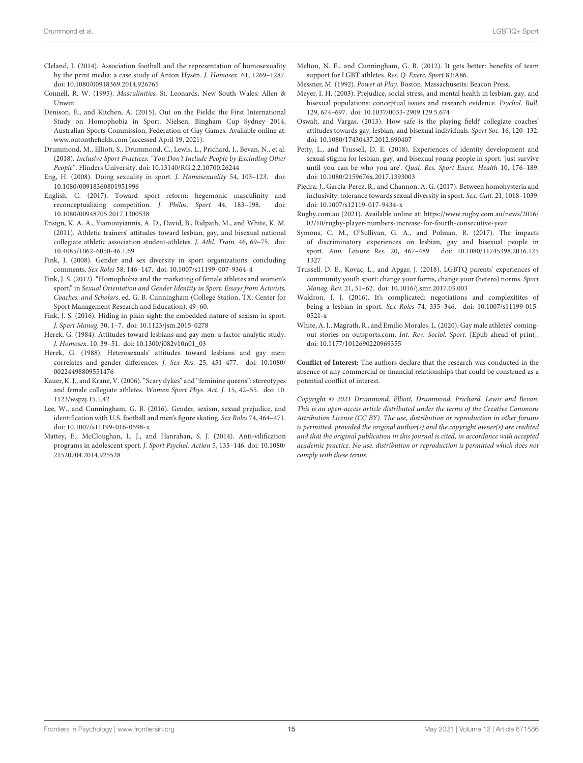Cleland, J. (2014). Association football and the representation of homosexuality by the print media: a case study of Anton Hysén. *J. Homosex.* 61, 1269–1287. doi: 10.1080/00918369.2014.926765

Connell, R. W. (1995). *Masculinities*. St. Leonards, New South Wales: Allen & Unwin.

Denison, E., and Kitchen, A. (2015). Out on the Fields: the First International Study on Homophobia in Sport. Nielsen, Bingham Cup Sydney 2014, Australian Sports Commission, Federation of Gay Games. Available online at: www.outonthefields.com (accessed April 19, 2021).

Drummond, M., Elliott, S., Drummond, C., Lewis, L., Prichard, I., Bevan, N., et al. (2018). *Inclusive Sport Practices: "You Don't Include People by Excluding Other People"*. Flinders University. doi: 10.13140/RG.2.2.10700.26244

Eng, H. (2008). Doing sexuality in sport. *J. Homosexuality* 54, 103–123. doi: 10.1080/00918360801951996

English, C. (2017). Toward sport reform: hegemonic masculinity and reconceptualizing competition. *J. Philos. Sport* 44, 183–198. doi: 10.1080/00948705.2017.1300538

Ensign, K. A. A., Yiamouyiannis, A. D., David, B., Ridpath, M., and White, K. M. (2011). Athletic trainers' attitudes toward lesbian, gay, and bisexual national collegiate athletic association student-athletes. *J. Athl. Train.* 46, 69–75. doi: 10.4085/1062-6050-46.1.69

Fink, J. (2008). Gender and sex diversity in sport organizations: concluding comments. *Sex Roles* 58, 146–147. doi: 10.1007/s11199-007-9364-4

Fink, J. S. (2012). "Homophobia and the marketing of female athletes and women's sport," in *Sexual Orientation and Gender Identity in Sport: Essays from Activists, Coaches, and Scholars*, ed. G. B. Cunningham (College Station, TX: Center for Sport Management Research and Education), 49–60.

Fink, J. S. (2016). Hiding in plain sight: the embedded nature of sexism in sport. *J. Sport Manag.* 30, 1–7. doi: 10.1123/jsm.2015-0278

Herek, G. (1984). Attitudes toward lesbians and gay men: a factor-analytic study. *J. Homosex.* 10, 39–51. doi: 10.1300/j082v10n01_03

Herek, G. (1988). Heterosexuals' attitudes toward lesbians and gay men: correlates and gender differences. *J. Sex Res.* 25, 451–477. doi: 10.1080/00224498809551476

Kauer, K. J., and Krane, V. (2006). "Scary dykes" and "feminine queens": stereotypes and female collegiate athletes. *Women Sport Phys. Act. J.* 15, 42–55. doi: 10.1123/wspaj.15.1.42

Lee, W., and Cunningham, G. B. (2016). Gender, sexism, sexual prejudice, and identification with U.S. football and men's figure skating. *Sex Roles* 74, 464–471. doi: 10.1007/s11199-016-0598-x

Mattey, E., McCloughan, L. J., and Hanrahan, S. J. (2014). Anti-vilification programs in adolescent sport. *J. Sport Psychol. Action* 5, 135–146. doi: 10.1080/21520704.2014.925528

Melton, N. E., and Cunningham, G. B. (2012). It gets better: benefits of team support for LGBT athletes. *Res. Q. Exerc. Sport* 83:A86.

Messner, M. (1992). *Power at Play*. Boston, Massachusetts: Beacon Press.

Meyer, I. H. (2003). Prejudice, social stress, and mental health in lesbian, gay, and bisexual populations: conceptual issues and research evidence. *Psychol. Bull.* 129, 674–697. doi: 10.1037/0033-2909.129.5.674

Oswalt, and Vargas. (2013). How safe is the playing field? collegiate coaches' attitudes towards gay, lesbian, and bisexual individuals. *Sport Soc.* 16, 120–132. doi: 10.1080/17430437.2012.690407

Petty, L., and Trussell, D. E. (2018). Experiences of identity development and sexual stigma for lesbian, gay, and bisexual young people in sport: 'just survive until you can be who you are'. *Qual. Res. Sport Exerc. Health* 10, 176–189. doi: 10.1080/2159676x.2017.1393003

Piedra, J., Garcia-Perez, R., and Channon, A. G. (2017). Between homohysteria and inclusivity: tolerance towards sexual diversity in sport. *Sex. Cult.* 21, 1018–1039. doi: 10.1007/s12119-017-9434-x

Rugby.com.au (2021). Available online at: https://www.rugby.com.au/news/2016/02/10/rugby-player-numbers-increase-for-fourth-consecutive-year

Symons, C. M., O'Sullivan, G. A., and Polman, R. (2017). The impacts of discriminatory experiences on lesbian, gay and bisexual people in sport. *Ann. Leisure Res.* 20, 467–489. doi: 10.1080/11745398.2016.1251327

Trussell, D. E., Kovac, L., and Apgar, J. (2018). LGBTQ parents' experiences of community youth sport: change your forms, change your (hetero) norms. *Sport Manag. Rev.* 21, 51–62. doi: 10.1016/j.smr.2017.03.003

Waldron, J. J. (2016). It's complicated: negotiations and complexitites of being a lesbian in sport. *Sex Roles* 74, 335–346. doi: 10.1007/s11199-015-0521-x

White, A. J., Magrath, R., and Emilio Morales, L. (2020). Gay male athletes' coming-out stories on outsports.com. *Int. Rev. Sociol. Sport*. [Epub ahead of print]. doi: 10.1177/1012690220969355

**Conflict of Interest:** The authors declare that the research was conducted in the absence of any commercial or financial relationships that could be construed as a potential conflict of interest.

*Copyright © 2021 Drummond, Elliott, Drummond, Prichard, Lewis and Bevan. This is an open-access article distributed under the terms of the Creative Commons Attribution License (CC BY). The use, distribution or reproduction in other forums is permitted, provided the original author(s) and the copyright owner(s) are credited and that the original publication in this journal is cited, in accordance with accepted academic practice. No use, distribution or reproduction is permitted which does not comply with these terms.*